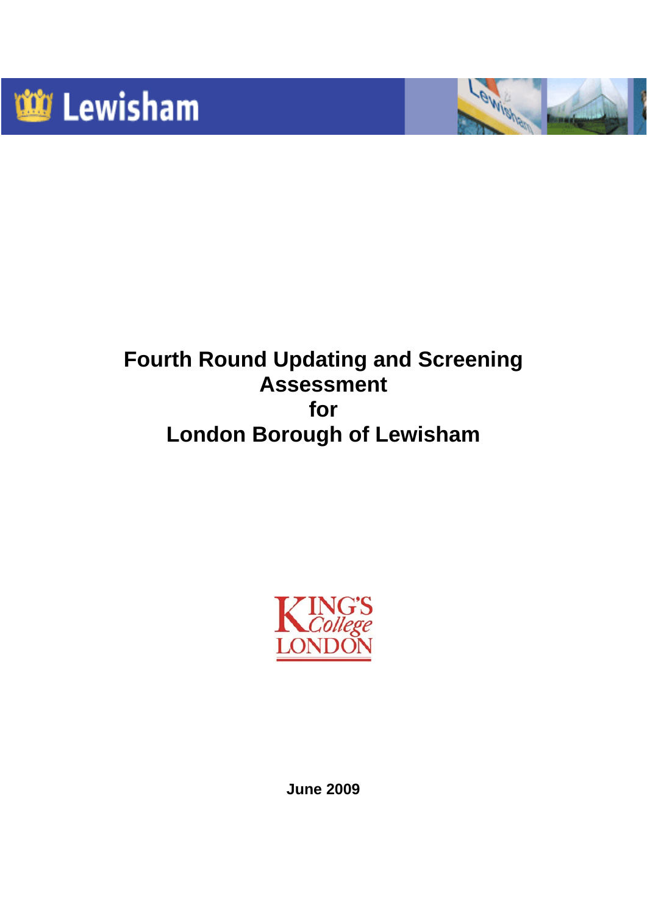Lewisham

# Fourth Round Updating and Screening Assessment for London Borough of Lewisham

KING'S College LONDON

**June 2009**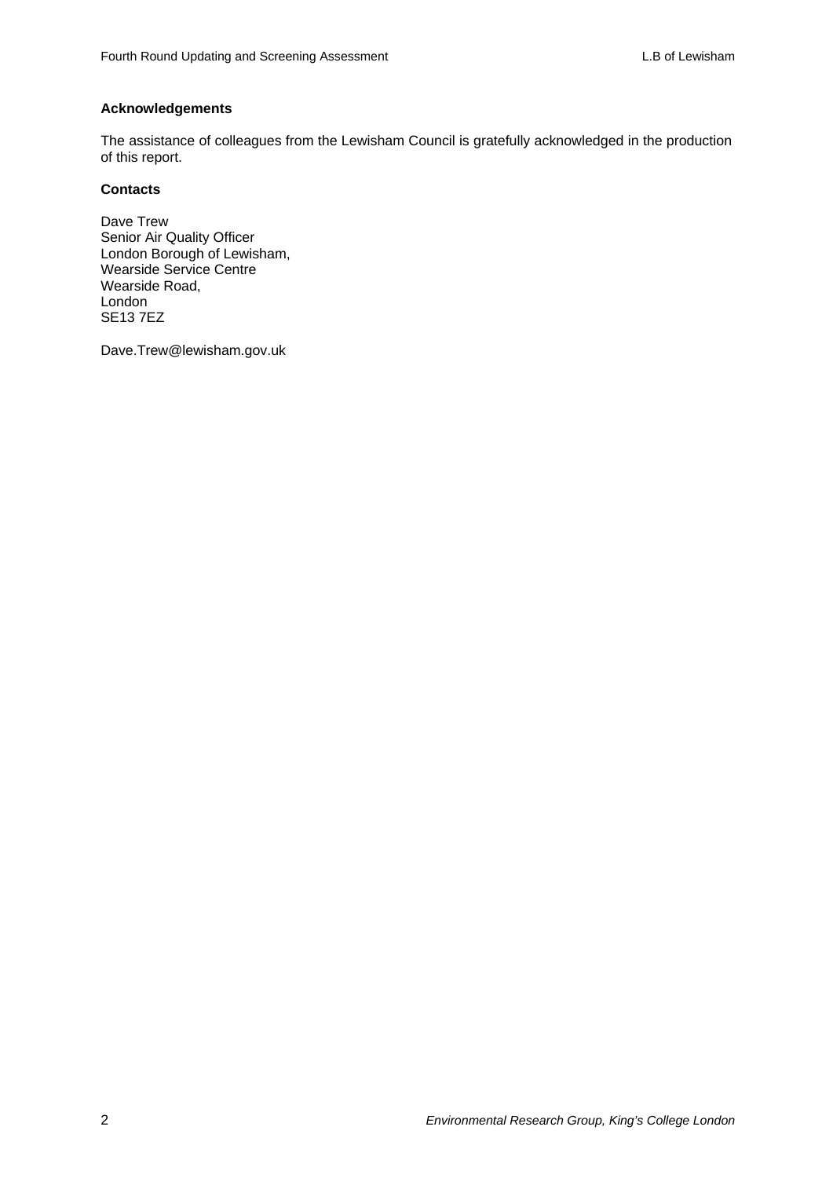**Acknowledgements**

The assistance of colleagues from the Lewisham Council is gratefully acknowledged in the production of this report.

**Contacts**

Dave Trew
Senior Air Quality Officer
London Borough of Lewisham,
Wearside Service Centre
Wearside Road,
London
SE13 7EZ

Dave.Trew@lewisham.gov.uk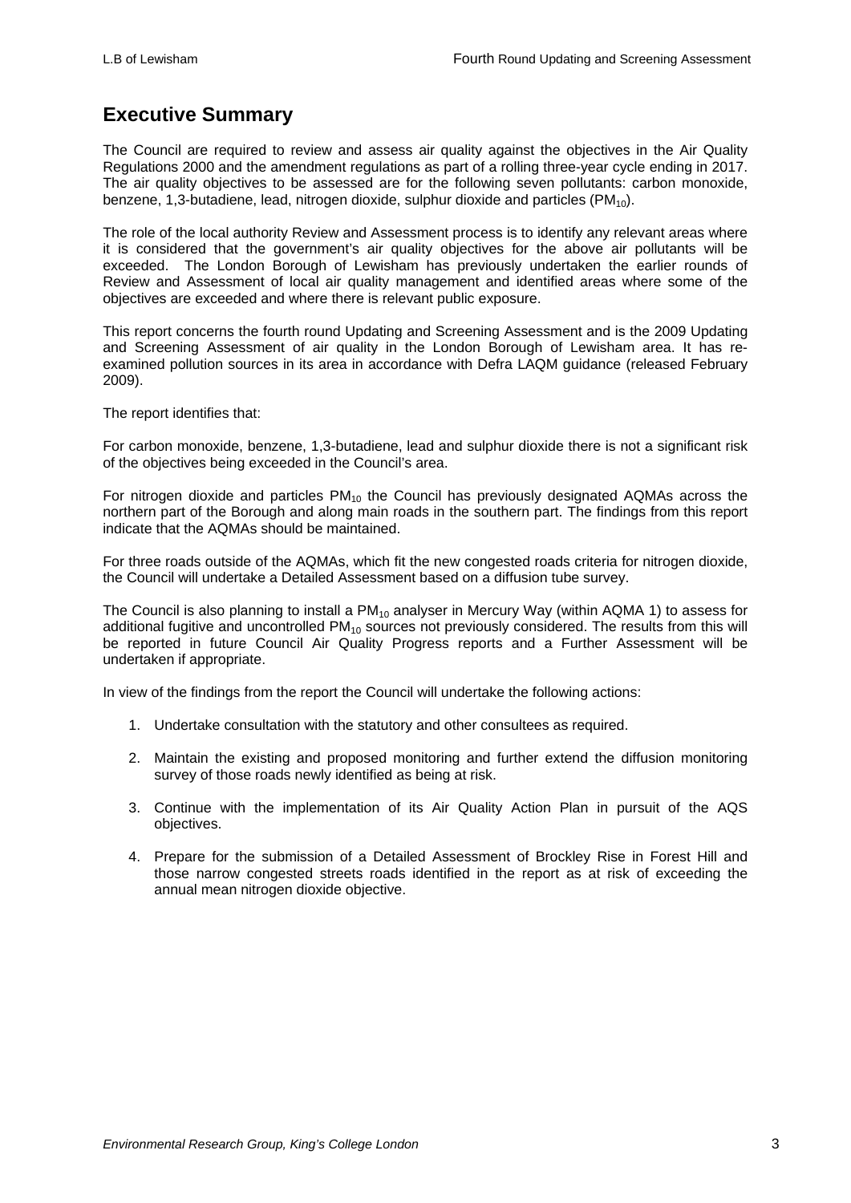## Executive Summary

The Council are required to review and assess air quality against the objectives in the Air Quality Regulations 2000 and the amendment regulations as part of a rolling three-year cycle ending in 2017. The air quality objectives to be assessed are for the following seven pollutants: carbon monoxide, benzene, 1,3-butadiene, lead, nitrogen dioxide, sulphur dioxide and particles ($PM_{10}$).

The role of the local authority Review and Assessment process is to identify any relevant areas where it is considered that the government's air quality objectives for the above air pollutants will be exceeded. The London Borough of Lewisham has previously undertaken the earlier rounds of Review and Assessment of local air quality management and identified areas where some of the objectives are exceeded and where there is relevant public exposure.

This report concerns the fourth round Updating and Screening Assessment and is the 2009 Updating and Screening Assessment of air quality in the London Borough of Lewisham area. It has re-examined pollution sources in its area in accordance with Defra LAQM guidance (released February 2009).

The report identifies that:

For carbon monoxide, benzene, 1,3-butadiene, lead and sulphur dioxide there is not a significant risk of the objectives being exceeded in the Council's area.

For nitrogen dioxide and particles $PM_{10}$ the Council has previously designated AQMAs across the northern part of the Borough and along main roads in the southern part. The findings from this report indicate that the AQMAs should be maintained.

For three roads outside of the AQMAs, which fit the new congested roads criteria for nitrogen dioxide, the Council will undertake a Detailed Assessment based on a diffusion tube survey.

The Council is also planning to install a $PM_{10}$ analyser in Mercury Way (within AQMA 1) to assess for additional fugitive and uncontrolled $PM_{10}$ sources not previously considered. The results from this will be reported in future Council Air Quality Progress reports and a Further Assessment will be undertaken if appropriate.

In view of the findings from the report the Council will undertake the following actions:

1. Undertake consultation with the statutory and other consultees as required.
2. Maintain the existing and proposed monitoring and further extend the diffusion monitoring survey of those roads newly identified as being at risk.
3. Continue with the implementation of its Air Quality Action Plan in pursuit of the AQS objectives.
4. Prepare for the submission of a Detailed Assessment of Brockley Rise in Forest Hill and those narrow congested streets roads identified in the report as at risk of exceeding the annual mean nitrogen dioxide objective.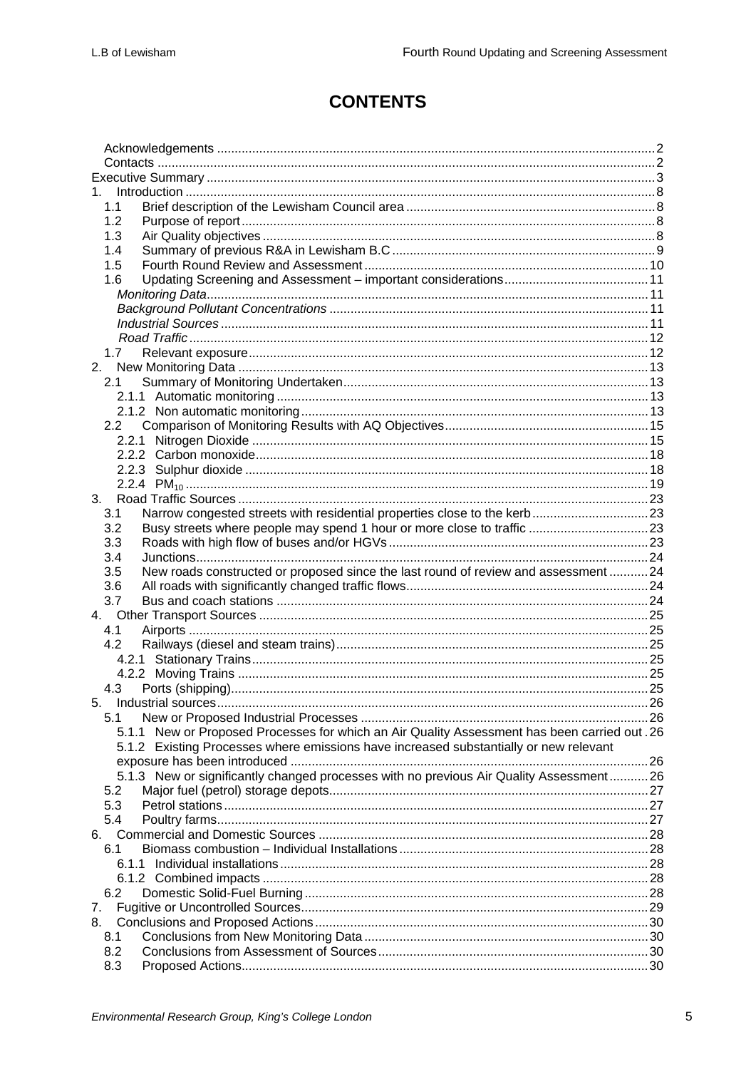# CONTENTS

- Acknowledgements .......... 2
- Contacts .......... 2
- Executive Summary .......... 3
- 1. Introduction .......... 8
  - 1.1 Brief description of the Lewisham Council area .......... 8
  - 1.2 Purpose of report .......... 8
  - 1.3 Air Quality objectives .......... 8
  - 1.4 Summary of previous R&A in Lewisham B.C .......... 9
  - 1.5 Fourth Round Review and Assessment .......... 10
  - 1.6 Updating Screening and Assessment – important considerations .......... 11
    - *Monitoring Data* .......... 11
    - *Background Pollutant Concentrations* .......... 11
    - *Industrial Sources* .......... 11
    - *Road Traffic* .......... 12
  - 1.7 Relevant exposure .......... 12
- 2. New Monitoring Data .......... 13
  - 2.1 Summary of Monitoring Undertaken .......... 13
    - 2.1.1 Automatic monitoring .......... 13
    - 2.1.2 Non automatic monitoring .......... 13
  - 2.2 Comparison of Monitoring Results with AQ Objectives .......... 15
    - 2.2.1 Nitrogen Dioxide .......... 15
    - 2.2.2 Carbon monoxide .......... 18
    - 2.2.3 Sulphur dioxide .......... 18
    - 2.2.4 $PM_{10}$ .......... 19
- 3. Road Traffic Sources .......... 23
  - 3.1 Narrow congested streets with residential properties close to the kerb .......... 23
  - 3.2 Busy streets where people may spend 1 hour or more close to traffic .......... 23
  - 3.3 Roads with high flow of buses and/or HGVs .......... 23
  - 3.4 Junctions .......... 24
  - 3.5 New roads constructed or proposed since the last round of review and assessment .......... 24
  - 3.6 All roads with significantly changed traffic flows .......... 24
  - 3.7 Bus and coach stations .......... 24
- 4. Other Transport Sources .......... 25
  - 4.1 Airports .......... 25
  - 4.2 Railways (diesel and steam trains) .......... 25
    - 4.2.1 Stationary Trains .......... 25
    - 4.2.2 Moving Trains .......... 25
  - 4.3 Ports (shipping) .......... 25
- 5. Industrial sources .......... 26
  - 5.1 New or Proposed Industrial Processes .......... 26
    - 5.1.1 New or Proposed Processes for which an Air Quality Assessment has been carried out .......... 26
    - 5.1.2 Existing Processes where emissions have increased substantially or new relevant exposure has been introduced .......... 26
    - 5.1.3 New or significantly changed processes with no previous Air Quality Assessment .......... 26
  - 5.2 Major fuel (petrol) storage depots .......... 27
  - 5.3 Petrol stations .......... 27
  - 5.4 Poultry farms .......... 27
- 6. Commercial and Domestic Sources .......... 28
  - 6.1 Biomass combustion – Individual Installations .......... 28
    - 6.1.1 Individual installations .......... 28
    - 6.1.2 Combined impacts .......... 28
  - 6.2 Domestic Solid-Fuel Burning .......... 28
- 7. Fugitive or Uncontrolled Sources .......... 29
- 8. Conclusions and Proposed Actions .......... 30
  - 8.1 Conclusions from New Monitoring Data .......... 30
  - 8.2 Conclusions from Assessment of Sources .......... 30
  - 8.3 Proposed Actions .......... 30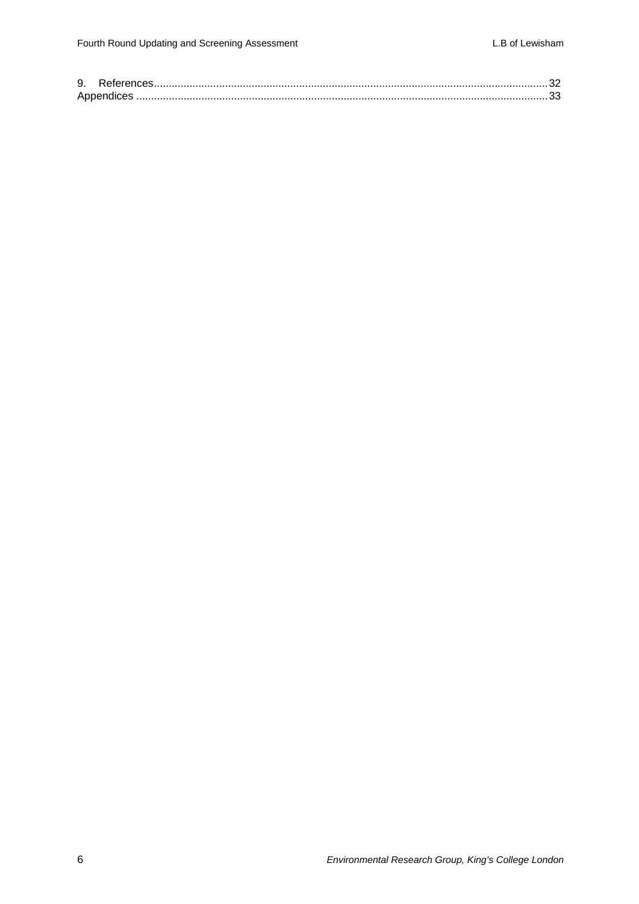9. References....................................................................................................................................32

Appendices ..........................................................................................................................................33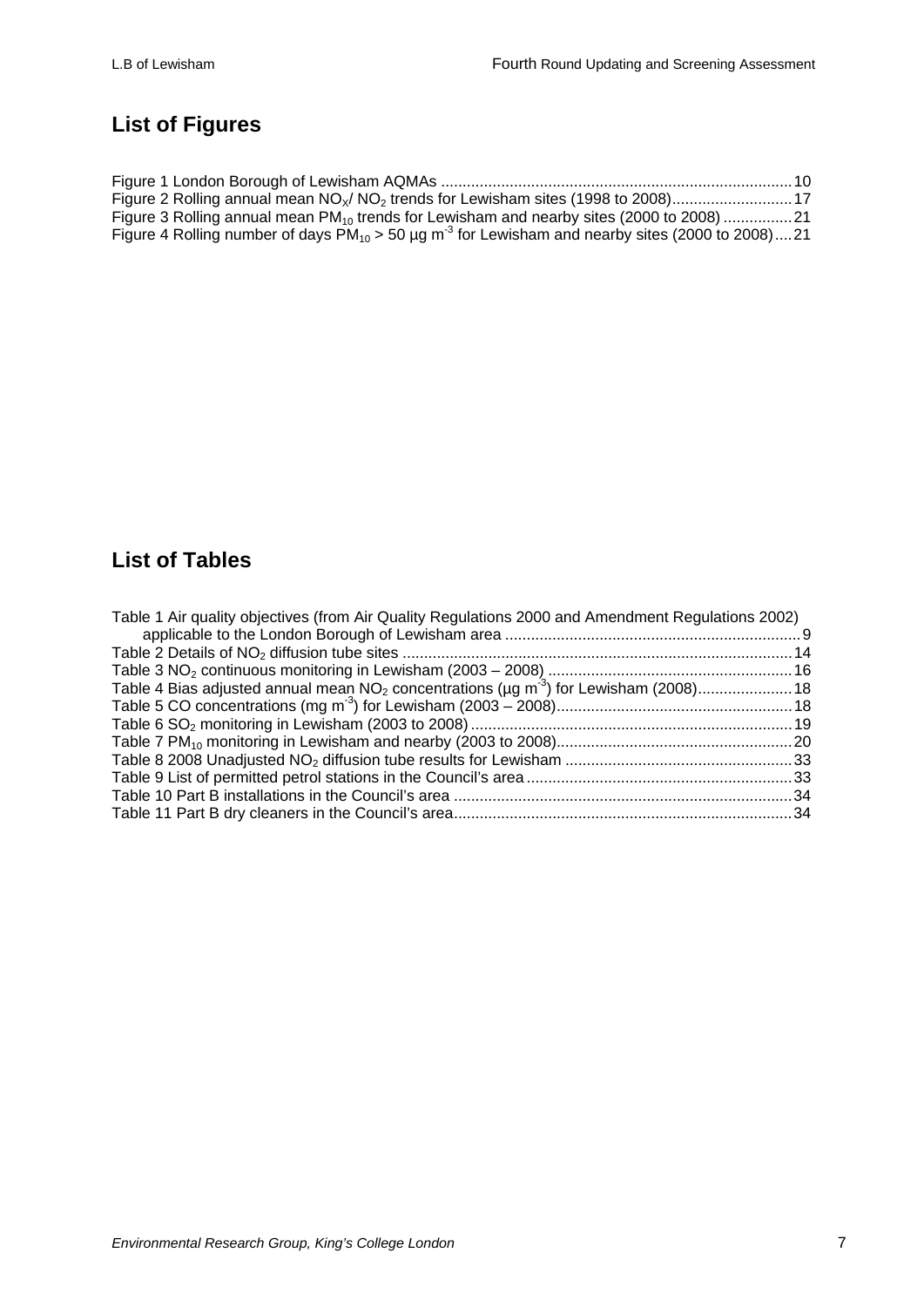## List of Figures

Figure 1 London Borough of Lewisham AQMAs ........................................................................................ 10
Figure 2 Rolling annual mean $NO_X$/ $NO_2$ trends for Lewisham sites (1998 to 2008)............................ 17
Figure 3 Rolling annual mean $PM_{10}$ trends for Lewisham and nearby sites (2000 to 2008) ................ 21
Figure 4 Rolling number of days $PM_{10}$ > 50 µg $m^{-3}$ for Lewisham and nearby sites (2000 to 2008).... 21

## List of Tables

Table 1 Air quality objectives (from Air Quality Regulations 2000 and Amendment Regulations 2002) applicable to the London Borough of Lewisham area ..................................................................... 9
Table 2 Details of $NO_2$ diffusion tube sites .......................................................................................... 14
Table 3 $NO_2$ continuous monitoring in Lewisham (2003 – 2008) ......................................................... 16
Table 4 Bias adjusted annual mean $NO_2$ concentrations (µg $m^{-3}$) for Lewisham (2008)...................... 18
Table 5 CO concentrations (mg $m^{-3}$) for Lewisham (2003 – 2008)...................................................... 18
Table 6 $SO_2$ monitoring in Lewisham (2003 to 2008) .......................................................................... 19
Table 7 $PM_{10}$ monitoring in Lewisham and nearby (2003 to 2008)...................................................... 20
Table 8 2008 Unadjusted $NO_2$ diffusion tube results for Lewisham ..................................................... 33
Table 9 List of permitted petrol stations in the Council's area ............................................................. 33
Table 10 Part B installations in the Council's area .............................................................................. 34
Table 11 Part B dry cleaners in the Council's area.............................................................................. 34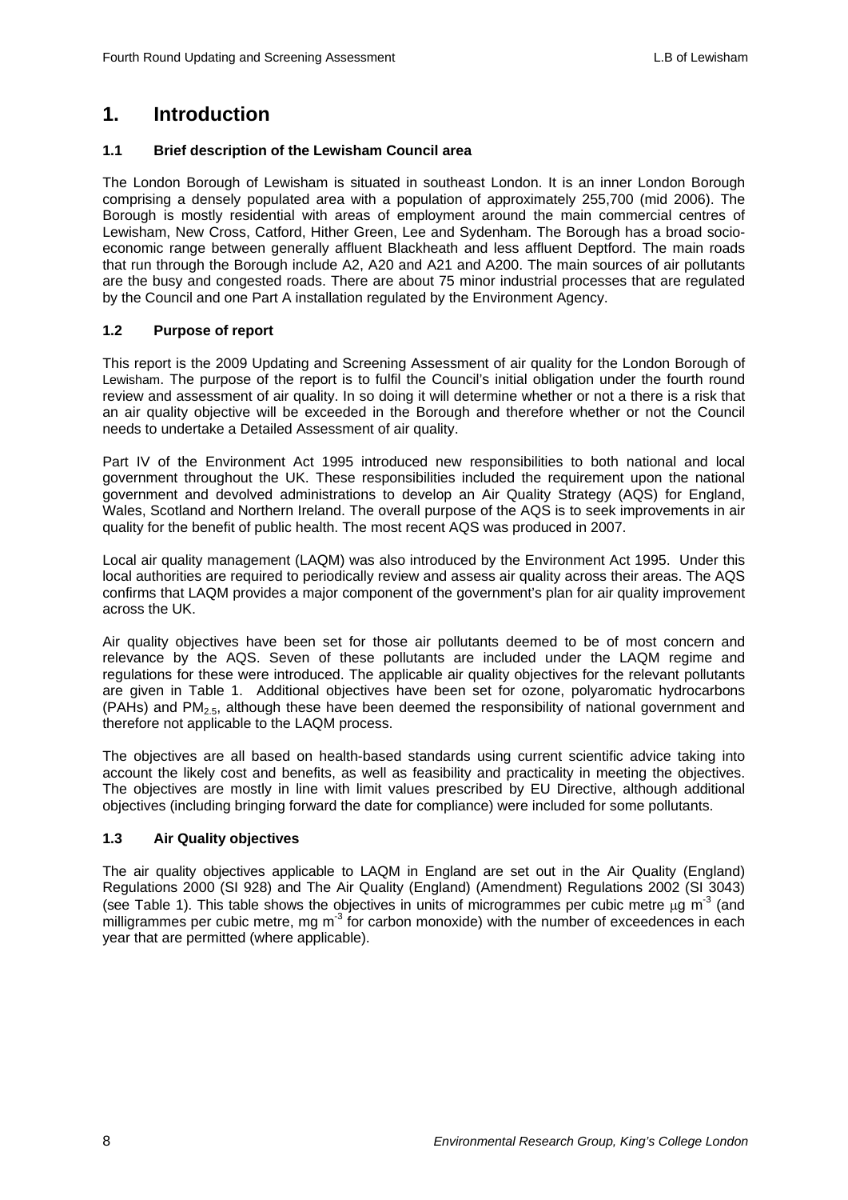# 1. Introduction

### 1.1 Brief description of the Lewisham Council area

The London Borough of Lewisham is situated in southeast London. It is an inner London Borough comprising a densely populated area with a population of approximately 255,700 (mid 2006). The Borough is mostly residential with areas of employment around the main commercial centres of Lewisham, New Cross, Catford, Hither Green, Lee and Sydenham. The Borough has a broad socio-economic range between generally affluent Blackheath and less affluent Deptford. The main roads that run through the Borough include A2, A20 and A21 and A200. The main sources of air pollutants are the busy and congested roads. There are about 75 minor industrial processes that are regulated by the Council and one Part A installation regulated by the Environment Agency.

### 1.2 Purpose of report

This report is the 2009 Updating and Screening Assessment of air quality for the London Borough of Lewisham. The purpose of the report is to fulfil the Council's initial obligation under the fourth round review and assessment of air quality. In so doing it will determine whether or not a there is a risk that an air quality objective will be exceeded in the Borough and therefore whether or not the Council needs to undertake a Detailed Assessment of air quality.

Part IV of the Environment Act 1995 introduced new responsibilities to both national and local government throughout the UK. These responsibilities included the requirement upon the national government and devolved administrations to develop an Air Quality Strategy (AQS) for England, Wales, Scotland and Northern Ireland. The overall purpose of the AQS is to seek improvements in air quality for the benefit of public health. The most recent AQS was produced in 2007.

Local air quality management (LAQM) was also introduced by the Environment Act 1995. Under this local authorities are required to periodically review and assess air quality across their areas. The AQS confirms that LAQM provides a major component of the government's plan for air quality improvement across the UK.

Air quality objectives have been set for those air pollutants deemed to be of most concern and relevance by the AQS. Seven of these pollutants are included under the LAQM regime and regulations for these were introduced. The applicable air quality objectives for the relevant pollutants are given in Table 1. Additional objectives have been set for ozone, polyaromatic hydrocarbons (PAHs) and $PM_{2.5}$, although these have been deemed the responsibility of national government and therefore not applicable to the LAQM process.

The objectives are all based on health-based standards using current scientific advice taking into account the likely cost and benefits, as well as feasibility and practicality in meeting the objectives. The objectives are mostly in line with limit values prescribed by EU Directive, although additional objectives (including bringing forward the date for compliance) were included for some pollutants.

### 1.3 Air Quality objectives

The air quality objectives applicable to LAQM in England are set out in the Air Quality (England) Regulations 2000 (SI 928) and The Air Quality (England) (Amendment) Regulations 2002 (SI 3043) (see Table 1). This table shows the objectives in units of microgrammes per cubic metre $\mu g\ m^{-3}$ (and milligrammes per cubic metre, $mg\ m^{-3}$ for carbon monoxide) with the number of exceedences in each year that are permitted (where applicable).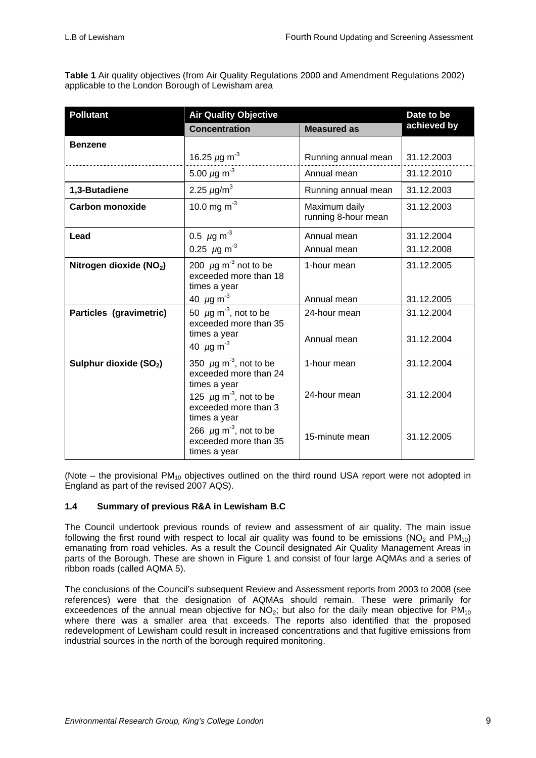**Table 1** Air quality objectives (from Air Quality Regulations 2000 and Amendment Regulations 2002) applicable to the London Borough of Lewisham area

| Pollutant | Air Quality Objective | | Date to be achieved by |
|---|---|---|---|
| | Concentration | Measured as | |
| **Benzene** | 16.25 $\mu g\ m^{-3}$ | Running annual mean | 31.12.2003 |
| | 5.00 $\mu g\ m^{-3}$ | Annual mean | 31.12.2010 |
| **1,3-Butadiene** | 2.25 $\mu g/m^3$ | Running annual mean | 31.12.2003 |
| **Carbon monoxide** | 10.0 mg $m^{-3}$ | Maximum daily running 8-hour mean | 31.12.2003 |
| **Lead** | 0.5 $\mu g\ m^{-3}$ | Annual mean | 31.12.2004 |
| | 0.25 $\mu g\ m^{-3}$ | Annual mean | 31.12.2008 |
| **Nitrogen dioxide ($NO_2$)** | 200 $\mu g\ m^{-3}$ not to be exceeded more than 18 times a year | 1-hour mean | 31.12.2005 |
| | 40 $\mu g\ m^{-3}$ | Annual mean | 31.12.2005 |
| **Particles (gravimetric)** | 50 $\mu g\ m^{-3}$, not to be exceeded more than 35 times a year | 24-hour mean | 31.12.2004 |
| | 40 $\mu g\ m^{-3}$ | Annual mean | 31.12.2004 |
| **Sulphur dioxide ($SO_2$)** | 350 $\mu g\ m^{-3}$, not to be exceeded more than 24 times a year | 1-hour mean | 31.12.2004 |
| | 125 $\mu g\ m^{-3}$, not to be exceeded more than 3 times a year | 24-hour mean | 31.12.2004 |
| | 266 $\mu g\ m^{-3}$, not to be exceeded more than 35 times a year | 15-minute mean | 31.12.2005 |

(Note – the provisional $PM_{10}$ objectives outlined on the third round USA report were not adopted in England as part of the revised 2007 AQS).

### 1.4 Summary of previous R&A in Lewisham B.C

The Council undertook previous rounds of review and assessment of air quality. The main issue following the first round with respect to local air quality was found to be emissions ($NO_2$ and $PM_{10}$) emanating from road vehicles. As a result the Council designated Air Quality Management Areas in parts of the Borough. These are shown in Figure 1 and consist of four large AQMAs and a series of ribbon roads (called AQMA 5).

The conclusions of the Council's subsequent Review and Assessment reports from 2003 to 2008 (see references) were that the designation of AQMAs should remain. These were primarily for exceedences of the annual mean objective for $NO_2$; but also for the daily mean objective for $PM_{10}$ where there was a smaller area that exceeds. The reports also identified that the proposed redevelopment of Lewisham could result in increased concentrations and that fugitive emissions from industrial sources in the north of the borough required monitoring.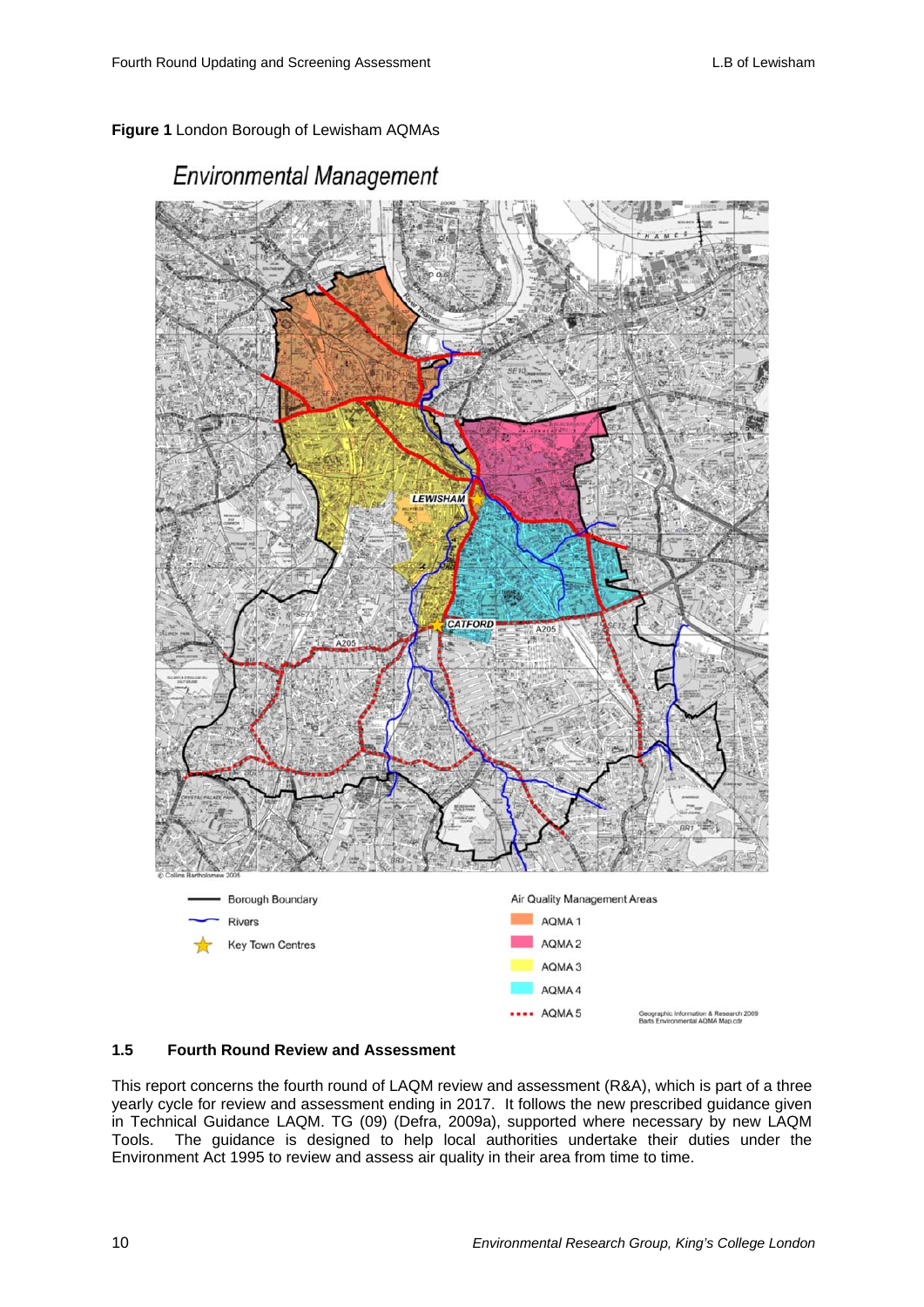**Figure 1** London Borough of Lewisham AQMAs

Environmental Management

Borough Boundary
Rivers
Key Town Centres

Air Quality Management Areas
AQMA 1
AQMA 2
AQMA 3
AQMA 4
AQMA 5

## 1.5 Fourth Round Review and Assessment

This report concerns the fourth round of LAQM review and assessment (R&A), which is part of a three yearly cycle for review and assessment ending in 2017. It follows the new prescribed guidance given in Technical Guidance LAQM. TG (09) (Defra, 2009a), supported where necessary by new LAQM Tools. The guidance is designed to help local authorities undertake their duties under the Environment Act 1995 to review and assess air quality in their area from time to time.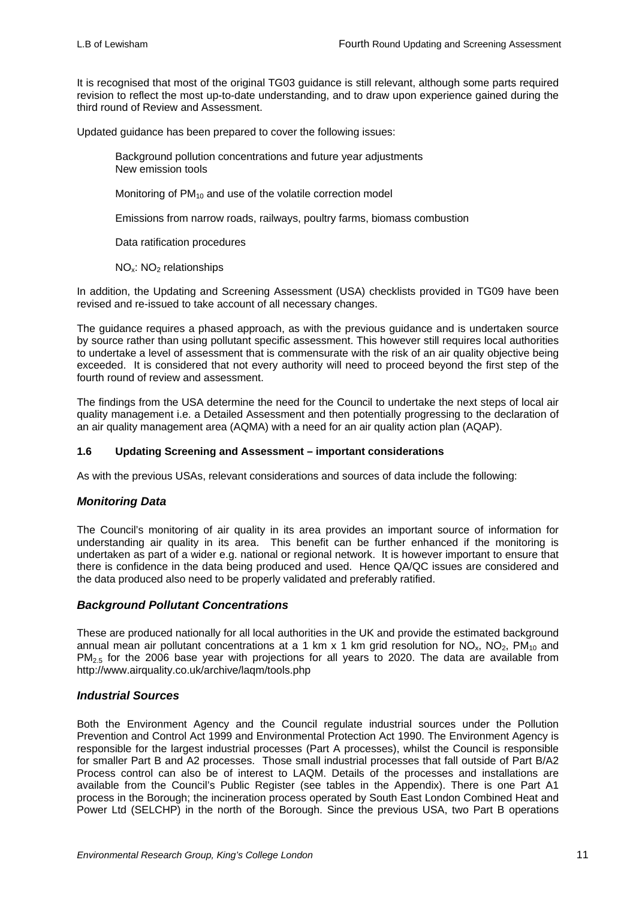It is recognised that most of the original TG03 guidance is still relevant, although some parts required revision to reflect the most up-to-date understanding, and to draw upon experience gained during the third round of Review and Assessment.

Updated guidance has been prepared to cover the following issues:

- Background pollution concentrations and future year adjustments
- New emission tools
- Monitoring of $PM_{10}$ and use of the volatile correction model
- Emissions from narrow roads, railways, poultry farms, biomass combustion
- Data ratification procedures
- $NO_x$: $NO_2$ relationships

In addition, the Updating and Screening Assessment (USA) checklists provided in TG09 have been revised and re-issued to take account of all necessary changes.

The guidance requires a phased approach, as with the previous guidance and is undertaken source by source rather than using pollutant specific assessment. This however still requires local authorities to undertake a level of assessment that is commensurate with the risk of an air quality objective being exceeded. It is considered that not every authority will need to proceed beyond the first step of the fourth round of review and assessment.

The findings from the USA determine the need for the Council to undertake the next steps of local air quality management i.e. a Detailed Assessment and then potentially progressing to the declaration of an air quality management area (AQMA) with a need for an air quality action plan (AQAP).

### 1.6 Updating Screening and Assessment – important considerations

As with the previous USAs, relevant considerations and sources of data include the following:

#### *Monitoring Data*

The Council's monitoring of air quality in its area provides an important source of information for understanding air quality in its area. This benefit can be further enhanced if the monitoring is undertaken as part of a wider e.g. national or regional network. It is however important to ensure that there is confidence in the data being produced and used. Hence QA/QC issues are considered and the data produced also need to be properly validated and preferably ratified.

#### *Background Pollutant Concentrations*

These are produced nationally for all local authorities in the UK and provide the estimated background annual mean air pollutant concentrations at a 1 km x 1 km grid resolution for $NO_x$, $NO_2$, $PM_{10}$ and $PM_{2.5}$ for the 2006 base year with projections for all years to 2020. The data are available from http://www.airquality.co.uk/archive/laqm/tools.php

#### *Industrial Sources*

Both the Environment Agency and the Council regulate industrial sources under the Pollution Prevention and Control Act 1999 and Environmental Protection Act 1990. The Environment Agency is responsible for the largest industrial processes (Part A processes), whilst the Council is responsible for smaller Part B and A2 processes. Those small industrial processes that fall outside of Part B/A2 Process control can also be of interest to LAQM. Details of the processes and installations are available from the Council's Public Register (see tables in the Appendix). There is one Part A1 process in the Borough; the incineration process operated by South East London Combined Heat and Power Ltd (SELCHP) in the north of the Borough. Since the previous USA, two Part B operations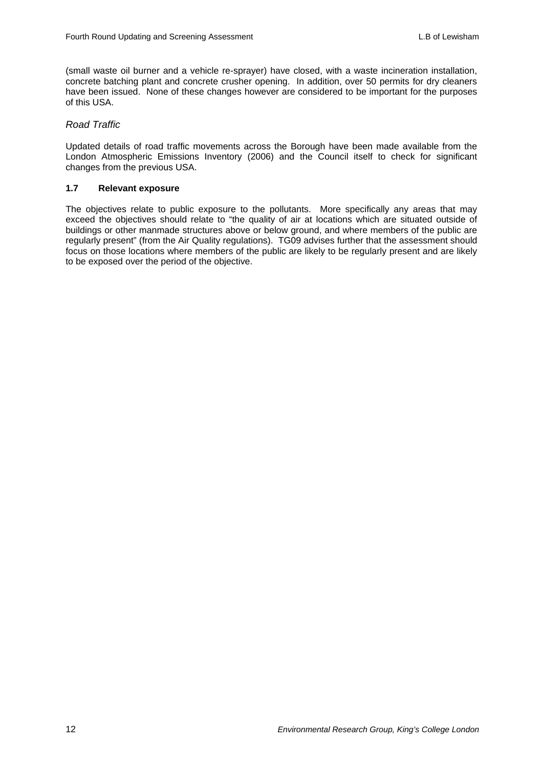(small waste oil burner and a vehicle re-sprayer) have closed, with a waste incineration installation, concrete batching plant and concrete crusher opening. In addition, over 50 permits for dry cleaners have been issued. None of these changes however are considered to be important for the purposes of this USA.

*Road Traffic*

Updated details of road traffic movements across the Borough have been made available from the London Atmospheric Emissions Inventory (2006) and the Council itself to check for significant changes from the previous USA.

### 1.7 Relevant exposure

The objectives relate to public exposure to the pollutants. More specifically any areas that may exceed the objectives should relate to "the quality of air at locations which are situated outside of buildings or other manmade structures above or below ground, and where members of the public are regularly present" (from the Air Quality regulations). TG09 advises further that the assessment should focus on those locations where members of the public are likely to be regularly present and are likely to be exposed over the period of the objective.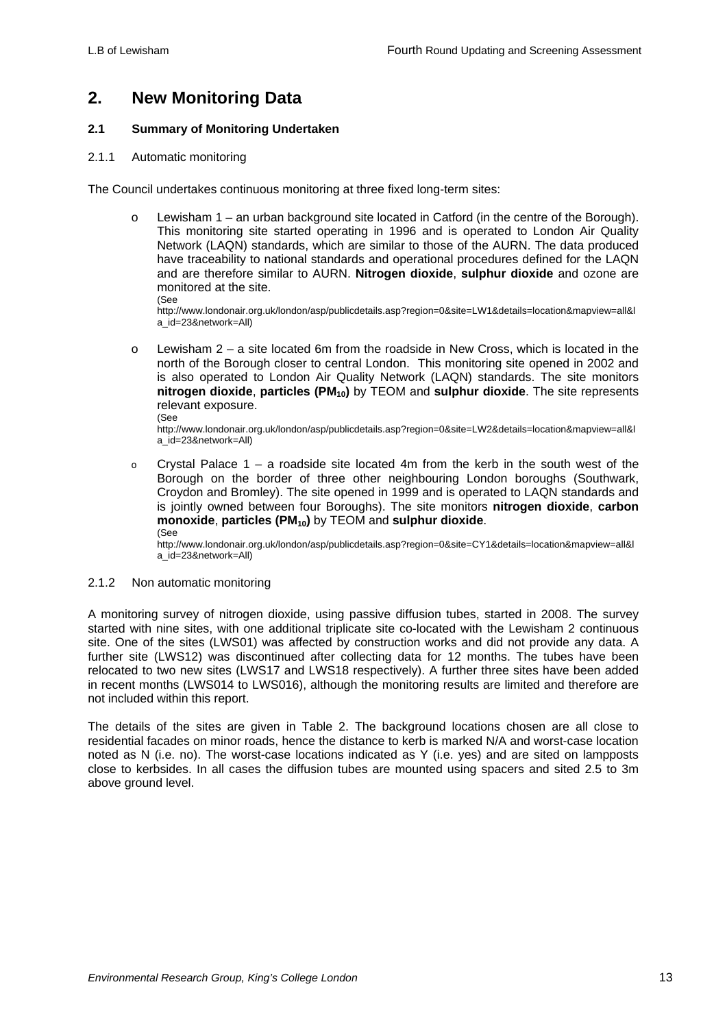# 2. New Monitoring Data

### 2.1 Summary of Monitoring Undertaken

#### 2.1.1 Automatic monitoring

The Council undertakes continuous monitoring at three fixed long-term sites:

- Lewisham 1 – an urban background site located in Catford (in the centre of the Borough). This monitoring site started operating in 1996 and is operated to London Air Quality Network (LAQN) standards, which are similar to those of the AURN. The data produced have traceability to national standards and operational procedures defined for the LAQN and are therefore similar to AURN. **Nitrogen dioxide**, **sulphur dioxide** and ozone are monitored at the site.
(See http://www.londonair.org.uk/london/asp/publicdetails.asp?region=0&site=LW1&details=location&mapview=all&la_id=23&network=All)

- Lewisham 2 – a site located 6m from the roadside in New Cross, which is located in the north of the Borough closer to central London. This monitoring site opened in 2002 and is also operated to London Air Quality Network (LAQN) standards. The site monitors **nitrogen dioxide**, **particles ($PM_{10}$)** by TEOM and **sulphur dioxide**. The site represents relevant exposure.
(See http://www.londonair.org.uk/london/asp/publicdetails.asp?region=0&site=LW2&details=location&mapview=all&la_id=23&network=All)

- Crystal Palace 1 – a roadside site located 4m from the kerb in the south west of the Borough on the border of three other neighbouring London boroughs (Southwark, Croydon and Bromley). The site opened in 1999 and is operated to LAQN standards and is jointly owned between four Boroughs). The site monitors **nitrogen dioxide**, **carbon monoxide**, **particles ($PM_{10}$)** by TEOM and **sulphur dioxide**.
(See http://www.londonair.org.uk/london/asp/publicdetails.asp?region=0&site=CY1&details=location&mapview=all&la_id=23&network=All)

#### 2.1.2 Non automatic monitoring

A monitoring survey of nitrogen dioxide, using passive diffusion tubes, started in 2008. The survey started with nine sites, with one additional triplicate site co-located with the Lewisham 2 continuous site. One of the sites (LWS01) was affected by construction works and did not provide any data. A further site (LWS12) was discontinued after collecting data for 12 months. The tubes have been relocated to two new sites (LWS17 and LWS18 respectively). A further three sites have been added in recent months (LWS014 to LWS016), although the monitoring results are limited and therefore are not included within this report.

The details of the sites are given in Table 2. The background locations chosen are all close to residential facades on minor roads, hence the distance to kerb is marked N/A and worst-case location noted as N (i.e. no). The worst-case locations indicated as Y (i.e. yes) and are sited on lampposts close to kerbsides. In all cases the diffusion tubes are mounted using spacers and sited 2.5 to 3m above ground level.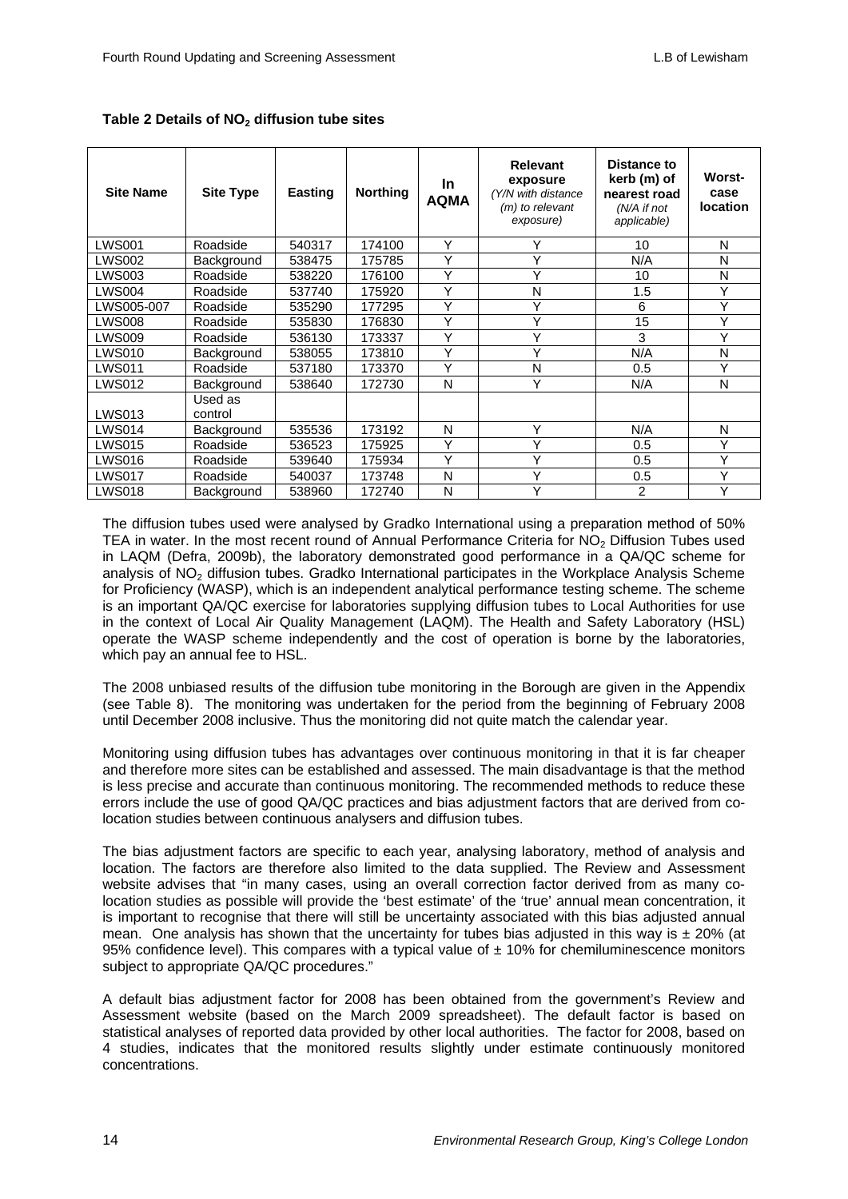**Table 2 Details of $NO_2$ diffusion tube sites**

| Site Name | Site Type | Easting | Northing | In AQMA | Relevant exposure *(Y/N with distance (m) to relevant exposure)* | Distance to kerb (m) of nearest road *(N/A if not applicable)* | Worst-case location |
|---|---|---|---|---|---|---|---|
| LWS001 | Roadside | 540317 | 174100 | Y | Y | 10 | N |
| LWS002 | Background | 538475 | 175785 | Y | Y | N/A | N |
| LWS003 | Roadside | 538220 | 176100 | Y | Y | 10 | N |
| LWS004 | Roadside | 537740 | 175920 | Y | N | 1.5 | Y |
| LWS005-007 | Roadside | 535290 | 177295 | Y | Y | 6 | Y |
| LWS008 | Roadside | 535830 | 176830 | Y | Y | 15 | Y |
| LWS009 | Roadside | 536130 | 173337 | Y | Y | 3 | Y |
| LWS010 | Background | 538055 | 173810 | Y | Y | N/A | N |
| LWS011 | Roadside | 537180 | 173370 | Y | N | 0.5 | Y |
| LWS012 | Background | 538640 | 172730 | N | Y | N/A | N |
| LWS013 | Used as control | | | | | | |
| LWS014 | Background | 535536 | 173192 | N | Y | N/A | N |
| LWS015 | Roadside | 536523 | 175925 | Y | Y | 0.5 | Y |
| LWS016 | Roadside | 539640 | 175934 | Y | Y | 0.5 | Y |
| LWS017 | Roadside | 540037 | 173748 | N | Y | 0.5 | Y |
| LWS018 | Background | 538960 | 172740 | N | Y | 2 | Y |

The diffusion tubes used were analysed by Gradko International using a preparation method of 50% TEA in water. In the most recent round of Annual Performance Criteria for $NO_2$ Diffusion Tubes used in LAQM (Defra, 2009b), the laboratory demonstrated good performance in a QA/QC scheme for analysis of $NO_2$ diffusion tubes. Gradko International participates in the Workplace Analysis Scheme for Proficiency (WASP), which is an independent analytical performance testing scheme. The scheme is an important QA/QC exercise for laboratories supplying diffusion tubes to Local Authorities for use in the context of Local Air Quality Management (LAQM). The Health and Safety Laboratory (HSL) operate the WASP scheme independently and the cost of operation is borne by the laboratories, which pay an annual fee to HSL.

The 2008 unbiased results of the diffusion tube monitoring in the Borough are given in the Appendix (see Table 8). The monitoring was undertaken for the period from the beginning of February 2008 until December 2008 inclusive. Thus the monitoring did not quite match the calendar year.

Monitoring using diffusion tubes has advantages over continuous monitoring in that it is far cheaper and therefore more sites can be established and assessed. The main disadvantage is that the method is less precise and accurate than continuous monitoring. The recommended methods to reduce these errors include the use of good QA/QC practices and bias adjustment factors that are derived from co-location studies between continuous analysers and diffusion tubes.

The bias adjustment factors are specific to each year, analysing laboratory, method of analysis and location. The factors are therefore also limited to the data supplied. The Review and Assessment website advises that "in many cases, using an overall correction factor derived from as many co-location studies as possible will provide the 'best estimate' of the 'true' annual mean concentration, it is important to recognise that there will still be uncertainty associated with this bias adjusted annual mean. One analysis has shown that the uncertainty for tubes bias adjusted in this way is ± 20% (at 95% confidence level). This compares with a typical value of ± 10% for chemiluminescence monitors subject to appropriate QA/QC procedures."

A default bias adjustment factor for 2008 has been obtained from the government's Review and Assessment website (based on the March 2009 spreadsheet). The default factor is based on statistical analyses of reported data provided by other local authorities. The factor for 2008, based on 4 studies, indicates that the monitored results slightly under estimate continuously monitored concentrations.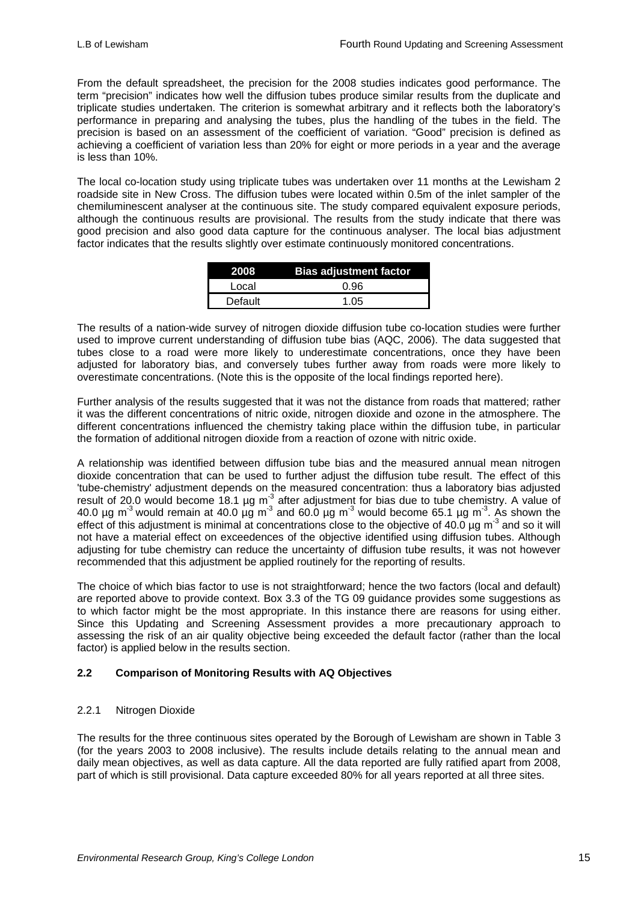From the default spreadsheet, the precision for the 2008 studies indicates good performance. The term "precision" indicates how well the diffusion tubes produce similar results from the duplicate and triplicate studies undertaken. The criterion is somewhat arbitrary and it reflects both the laboratory's performance in preparing and analysing the tubes, plus the handling of the tubes in the field. The precision is based on an assessment of the coefficient of variation. "Good" precision is defined as achieving a coefficient of variation less than 20% for eight or more periods in a year and the average is less than 10%.

The local co-location study using triplicate tubes was undertaken over 11 months at the Lewisham 2 roadside site in New Cross. The diffusion tubes were located within 0.5m of the inlet sampler of the chemiluminescent analyser at the continuous site. The study compared equivalent exposure periods, although the continuous results are provisional. The results from the study indicate that there was good precision and also good data capture for the continuous analyser. The local bias adjustment factor indicates that the results slightly over estimate continuously monitored concentrations.

| 2008 | Bias adjustment factor |
|---|---|
| Local | 0.96 |
| Default | 1.05 |

The results of a nation-wide survey of nitrogen dioxide diffusion tube co-location studies were further used to improve current understanding of diffusion tube bias (AQC, 2006). The data suggested that tubes close to a road were more likely to underestimate concentrations, once they have been adjusted for laboratory bias, and conversely tubes further away from roads were more likely to overestimate concentrations. (Note this is the opposite of the local findings reported here).

Further analysis of the results suggested that it was not the distance from roads that mattered; rather it was the different concentrations of nitric oxide, nitrogen dioxide and ozone in the atmosphere. The different concentrations influenced the chemistry taking place within the diffusion tube, in particular the formation of additional nitrogen dioxide from a reaction of ozone with nitric oxide.

A relationship was identified between diffusion tube bias and the measured annual mean nitrogen dioxide concentration that can be used to further adjust the diffusion tube result. The effect of this 'tube-chemistry' adjustment depends on the measured concentration: thus a laboratory bias adjusted result of 20.0 would become 18.1 µg $m^{-3}$ after adjustment for bias due to tube chemistry. A value of 40.0 µg $m^{-3}$ would remain at 40.0 µg $m^{-3}$ and 60.0 µg $m^{-3}$ would become 65.1 µg $m^{-3}$. As shown the effect of this adjustment is minimal at concentrations close to the objective of 40.0 µg $m^{-3}$ and so it will not have a material effect on exceedences of the objective identified using diffusion tubes. Although adjusting for tube chemistry can reduce the uncertainty of diffusion tube results, it was not however recommended that this adjustment be applied routinely for the reporting of results.

The choice of which bias factor to use is not straightforward; hence the two factors (local and default) are reported above to provide context. Box 3.3 of the TG 09 guidance provides some suggestions as to which factor might be the most appropriate. In this instance there are reasons for using either. Since this Updating and Screening Assessment provides a more precautionary approach to assessing the risk of an air quality objective being exceeded the default factor (rather than the local factor) is applied below in the results section.

### 2.2 Comparison of Monitoring Results with AQ Objectives

#### 2.2.1 Nitrogen Dioxide

The results for the three continuous sites operated by the Borough of Lewisham are shown in Table 3 (for the years 2003 to 2008 inclusive). The results include details relating to the annual mean and daily mean objectives, as well as data capture. All the data reported are fully ratified apart from 2008, part of which is still provisional. Data capture exceeded 80% for all years reported at all three sites.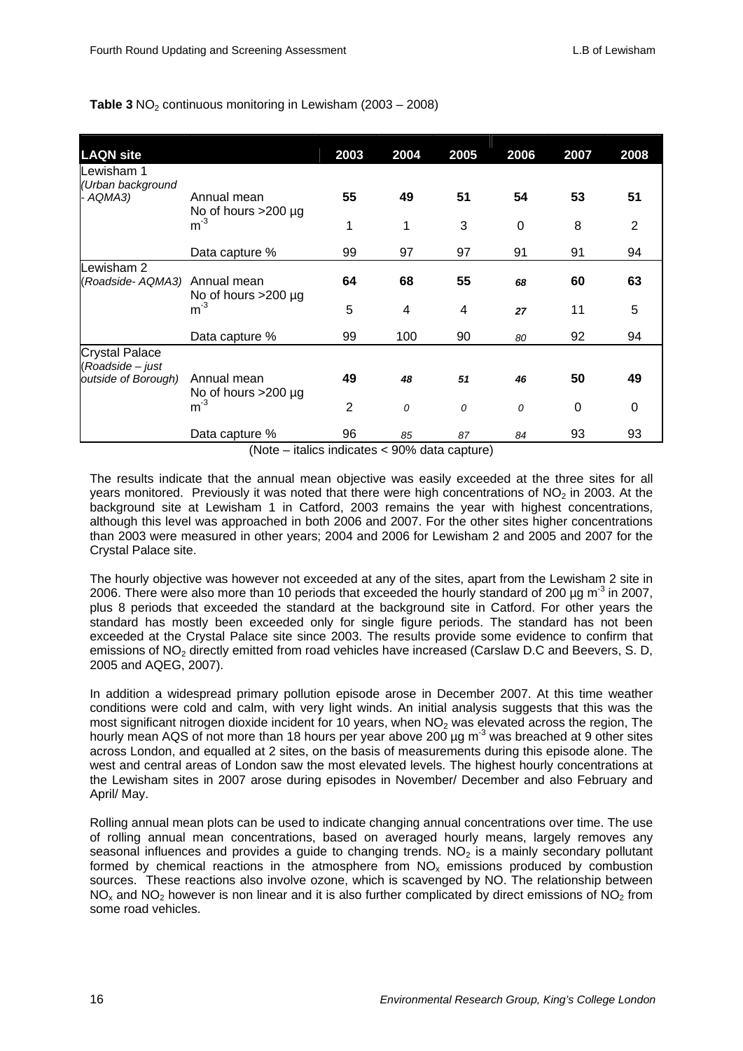**Table 3** $NO_2$ continuous monitoring in Lewisham (2003 – 2008)

| LAQN site | | 2003 | 2004 | 2005 | 2006 | 2007 | 2008 |
|---|---|---|---|---|---|---|---|
| Lewisham 1 *(Urban background - AQMA3)* | Annual mean | **55** | **49** | **51** | **54** | **53** | **51** |
| | No of hours >200 µg m$^{-3}$ | 1 | 1 | 3 | 0 | 8 | 2 |
| | Data capture % | 99 | 97 | 97 | 91 | 91 | 94 |
| Lewisham 2 (*Roadside- AQMA3)* | Annual mean | **64** | **68** | **55** | ***68*** | **60** | **63** |
| | No of hours >200 µg m$^{-3}$ | 5 | 4 | 4 | ***27*** | 11 | 5 |
| | Data capture % | 99 | 100 | 90 | *80* | 92 | 94 |
| Crystal Palace (*Roadside – just outside of Borough)* | Annual mean | **49** | ***48*** | ***51*** | ***46*** | **50** | **49** |
| | No of hours >200 µg m$^{-3}$ | 2 | *0* | *0* | *0* | 0 | 0 |
| | Data capture % | 96 | *85* | *87* | *84* | 93 | 93 |

(Note – italics indicates < 90% data capture)

The results indicate that the annual mean objective was easily exceeded at the three sites for all years monitored. Previously it was noted that there were high concentrations of $NO_2$ in 2003. At the background site at Lewisham 1 in Catford, 2003 remains the year with highest concentrations, although this level was approached in both 2006 and 2007. For the other sites higher concentrations than 2003 were measured in other years; 2004 and 2006 for Lewisham 2 and 2005 and 2007 for the Crystal Palace site.

The hourly objective was however not exceeded at any of the sites, apart from the Lewisham 2 site in 2006. There were also more than 10 periods that exceeded the hourly standard of 200 µg m$^{-3}$ in 2007, plus 8 periods that exceeded the standard at the background site in Catford. For other years the standard has mostly been exceeded only for single figure periods. The standard has not been exceeded at the Crystal Palace site since 2003. The results provide some evidence to confirm that emissions of $NO_2$ directly emitted from road vehicles have increased (Carslaw D.C and Beevers, S. D, 2005 and AQEG, 2007).

In addition a widespread primary pollution episode arose in December 2007. At this time weather conditions were cold and calm, with very light winds. An initial analysis suggests that this was the most significant nitrogen dioxide incident for 10 years, when $NO_2$ was elevated across the region, The hourly mean AQS of not more than 18 hours per year above 200 µg m$^{-3}$ was breached at 9 other sites across London, and equalled at 2 sites, on the basis of measurements during this episode alone. The west and central areas of London saw the most elevated levels. The highest hourly concentrations at the Lewisham sites in 2007 arose during episodes in November/ December and also February and April/ May.

Rolling annual mean plots can be used to indicate changing annual concentrations over time. The use of rolling annual mean concentrations, based on averaged hourly means, largely removes any seasonal influences and provides a guide to changing trends. $NO_2$ is a mainly secondary pollutant formed by chemical reactions in the atmosphere from $NO_x$ emissions produced by combustion sources. These reactions also involve ozone, which is scavenged by NO. The relationship between $NO_x$ and $NO_2$ however is non linear and it is also further complicated by direct emissions of $NO_2$ from some road vehicles.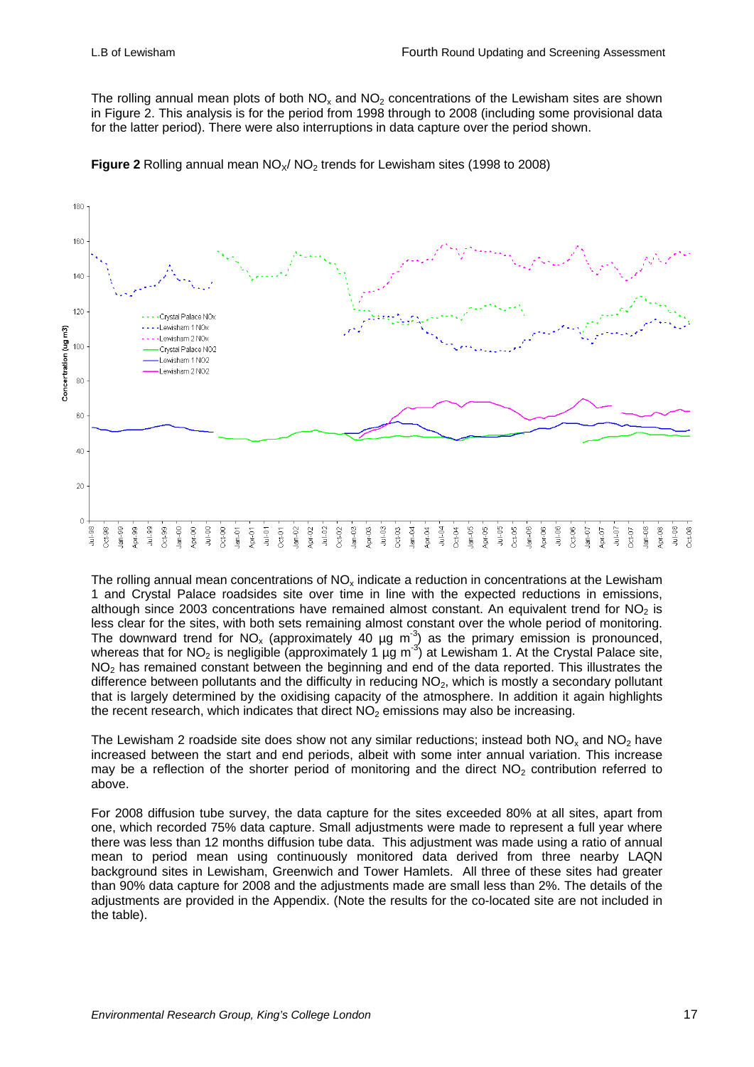The rolling annual mean plots of both $NO_x$ and $NO_2$ concentrations of the Lewisham sites are shown in Figure 2. This analysis is for the period from 1998 through to 2008 (including some provisional data for the latter period). There were also interruptions in data capture over the period shown.

**Figure 2** Rolling annual mean $NO_X$/ $NO_2$ trends for Lewisham sites (1998 to 2008)

The rolling annual mean concentrations of $NO_x$ indicate a reduction in concentrations at the Lewisham 1 and Crystal Palace roadsides site over time in line with the expected reductions in emissions, although since 2003 concentrations have remained almost constant. An equivalent trend for $NO_2$ is less clear for the sites, with both sets remaining almost constant over the whole period of monitoring. The downward trend for $NO_x$ (approximately 40 µg $m^{-3}$) as the primary emission is pronounced, whereas that for $NO_2$ is negligible (approximately 1 µg $m^{-3}$) at Lewisham 1. At the Crystal Palace site, $NO_2$ has remained constant between the beginning and end of the data reported. This illustrates the difference between pollutants and the difficulty in reducing $NO_2$, which is mostly a secondary pollutant that is largely determined by the oxidising capacity of the atmosphere. In addition it again highlights the recent research, which indicates that direct $NO_2$ emissions may also be increasing.

The Lewisham 2 roadside site does show not any similar reductions; instead both $NO_x$ and $NO_2$ have increased between the start and end periods, albeit with some inter annual variation. This increase may be a reflection of the shorter period of monitoring and the direct $NO_2$ contribution referred to above.

For 2008 diffusion tube survey, the data capture for the sites exceeded 80% at all sites, apart from one, which recorded 75% data capture. Small adjustments were made to represent a full year where there was less than 12 months diffusion tube data. This adjustment was made using a ratio of annual mean to period mean using continuously monitored data derived from three nearby LAQN background sites in Lewisham, Greenwich and Tower Hamlets. All three of these sites had greater than 90% data capture for 2008 and the adjustments made are small less than 2%. The details of the adjustments are provided in the Appendix. (Note the results for the co-located site are not included in the table).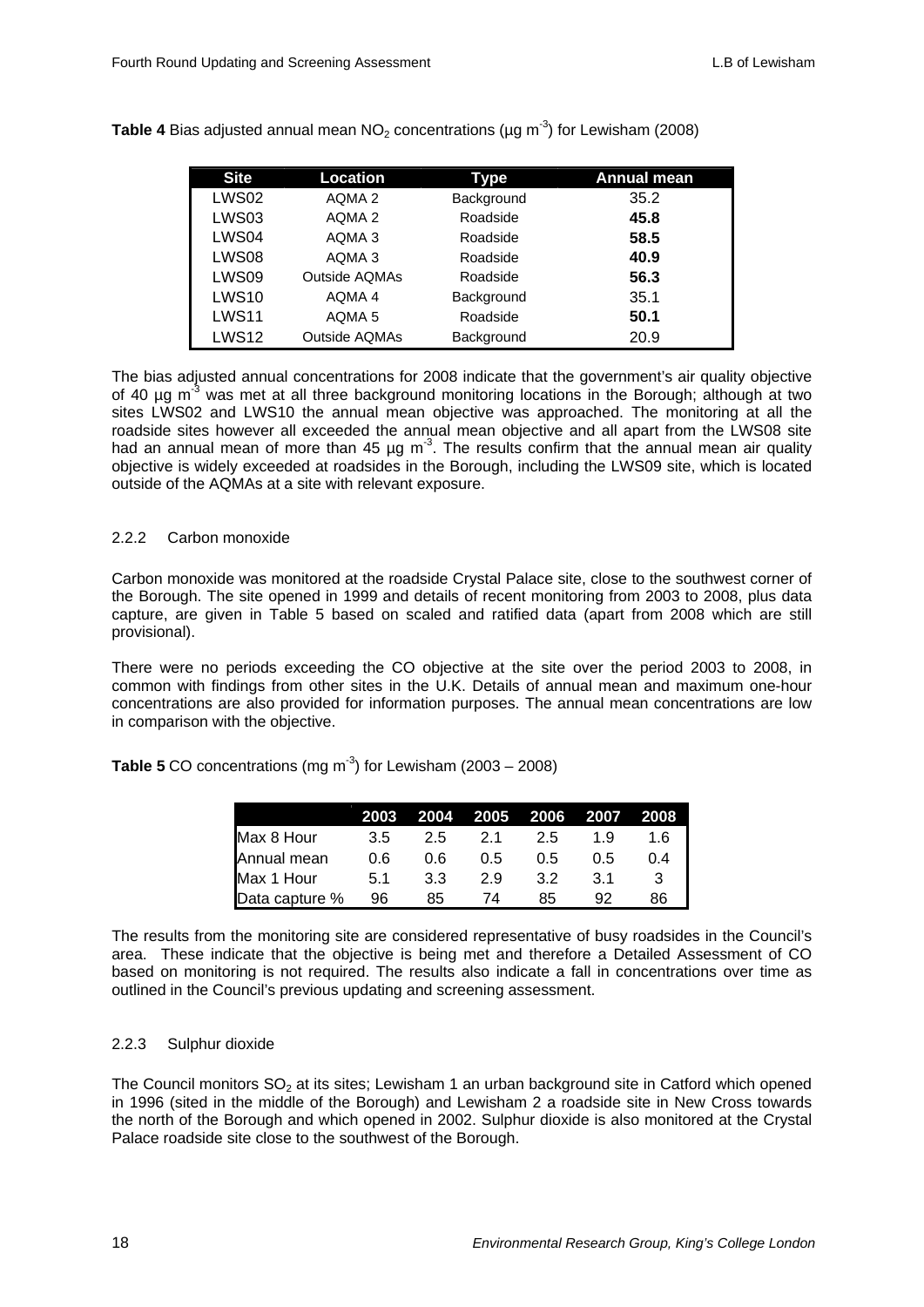**Table 4** Bias adjusted annual mean $NO_2$ concentrations (μg $m^{-3}$) for Lewisham (2008)

| Site | Location | Type | Annual mean |
|---|---|---|---|
| LWS02 | AQMA 2 | Background | 35.2 |
| LWS03 | AQMA 2 | Roadside | **45.8** |
| LWS04 | AQMA 3 | Roadside | **58.5** |
| LWS08 | AQMA 3 | Roadside | **40.9** |
| LWS09 | Outside AQMAs | Roadside | **56.3** |
| LWS10 | AQMA 4 | Background | 35.1 |
| LWS11 | AQMA 5 | Roadside | **50.1** |
| LWS12 | Outside AQMAs | Background | 20.9 |

The bias adjusted annual concentrations for 2008 indicate that the government's air quality objective of 40 μg $m^{-3}$ was met at all three background monitoring locations in the Borough; although at two sites LWS02 and LWS10 the annual mean objective was approached. The monitoring at all the roadside sites however all exceeded the annual mean objective and all apart from the LWS08 site had an annual mean of more than 45 μg $m^{-3}$. The results confirm that the annual mean air quality objective is widely exceeded at roadsides in the Borough, including the LWS09 site, which is located outside of the AQMAs at a site with relevant exposure.

### 2.2.2 Carbon monoxide

Carbon monoxide was monitored at the roadside Crystal Palace site, close to the southwest corner of the Borough. The site opened in 1999 and details of recent monitoring from 2003 to 2008, plus data capture, are given in Table 5 based on scaled and ratified data (apart from 2008 which are still provisional).

There were no periods exceeding the CO objective at the site over the period 2003 to 2008, in common with findings from other sites in the U.K. Details of annual mean and maximum one-hour concentrations are also provided for information purposes. The annual mean concentrations are low in comparison with the objective.

**Table 5** CO concentrations (mg $m^{-3}$) for Lewisham (2003 – 2008)

| | 2003 | 2004 | 2005 | 2006 | 2007 | 2008 |
|---|---|---|---|---|---|---|
| Max 8 Hour | 3.5 | 2.5 | 2.1 | 2.5 | 1.9 | 1.6 |
| Annual mean | 0.6 | 0.6 | 0.5 | 0.5 | 0.5 | 0.4 |
| Max 1 Hour | 5.1 | 3.3 | 2.9 | 3.2 | 3.1 | 3 |
| Data capture % | 96 | 85 | 74 | 85 | 92 | 86 |

The results from the monitoring site are considered representative of busy roadsides in the Council's area. These indicate that the objective is being met and therefore a Detailed Assessment of CO based on monitoring is not required. The results also indicate a fall in concentrations over time as outlined in the Council's previous updating and screening assessment.

### 2.2.3 Sulphur dioxide

The Council monitors $SO_2$ at its sites; Lewisham 1 an urban background site in Catford which opened in 1996 (sited in the middle of the Borough) and Lewisham 2 a roadside site in New Cross towards the north of the Borough and which opened in 2002. Sulphur dioxide is also monitored at the Crystal Palace roadside site close to the southwest of the Borough.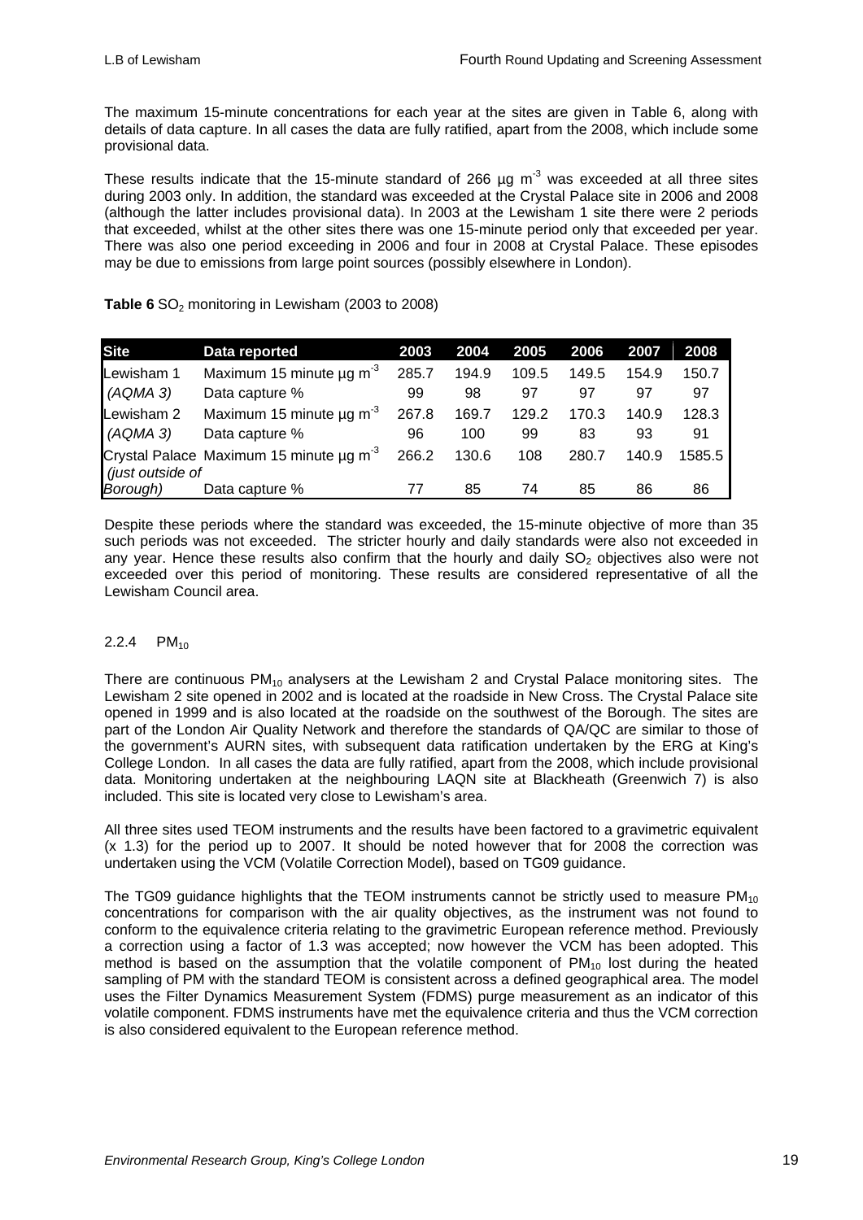The maximum 15-minute concentrations for each year at the sites are given in Table 6, along with details of data capture. In all cases the data are fully ratified, apart from the 2008, which include some provisional data.

These results indicate that the 15-minute standard of 266 µg $m^{-3}$ was exceeded at all three sites during 2003 only. In addition, the standard was exceeded at the Crystal Palace site in 2006 and 2008 (although the latter includes provisional data). In 2003 at the Lewisham 1 site there were 2 periods that exceeded, whilst at the other sites there was one 15-minute period only that exceeded per year. There was also one period exceeding in 2006 and four in 2008 at Crystal Palace. These episodes may be due to emissions from large point sources (possibly elsewhere in London).

**Table 6** $SO_2$ monitoring in Lewisham (2003 to 2008)

| Site | Data reported | 2003 | 2004 | 2005 | 2006 | 2007 | 2008 |
|---|---|---|---|---|---|---|---|
| Lewisham 1 | Maximum 15 minute µg $m^{-3}$ | 285.7 | 194.9 | 109.5 | 149.5 | 154.9 | 150.7 |
| *(AQMA 3)* | Data capture % | 99 | 98 | 97 | 97 | 97 | 97 |
| Lewisham 2 | Maximum 15 minute µg $m^{-3}$ | 267.8 | 169.7 | 129.2 | 170.3 | 140.9 | 128.3 |
| *(AQMA 3)* | Data capture % | 96 | 100 | 99 | 83 | 93 | 91 |
| Crystal Palace | Maximum 15 minute µg $m^{-3}$ | 266.2 | 130.6 | 108 | 280.7 | 140.9 | 1585.5 |
| *(just outside of Borough)* | Data capture % | 77 | 85 | 74 | 85 | 86 | 86 |

Despite these periods where the standard was exceeded, the 15-minute objective of more than 35 such periods was not exceeded. The stricter hourly and daily standards were also not exceeded in any year. Hence these results also confirm that the hourly and daily $SO_2$ objectives also were not exceeded over this period of monitoring. These results are considered representative of all the Lewisham Council area.

### 2.2.4 $PM_{10}$

There are continuous $PM_{10}$ analysers at the Lewisham 2 and Crystal Palace monitoring sites. The Lewisham 2 site opened in 2002 and is located at the roadside in New Cross. The Crystal Palace site opened in 1999 and is also located at the roadside on the southwest of the Borough. The sites are part of the London Air Quality Network and therefore the standards of QA/QC are similar to those of the government's AURN sites, with subsequent data ratification undertaken by the ERG at King's College London. In all cases the data are fully ratified, apart from the 2008, which include provisional data. Monitoring undertaken at the neighbouring LAQN site at Blackheath (Greenwich 7) is also included. This site is located very close to Lewisham's area.

All three sites used TEOM instruments and the results have been factored to a gravimetric equivalent (x 1.3) for the period up to 2007. It should be noted however that for 2008 the correction was undertaken using the VCM (Volatile Correction Model), based on TG09 guidance.

The TG09 guidance highlights that the TEOM instruments cannot be strictly used to measure $PM_{10}$ concentrations for comparison with the air quality objectives, as the instrument was not found to conform to the equivalence criteria relating to the gravimetric European reference method. Previously a correction using a factor of 1.3 was accepted; now however the VCM has been adopted. This method is based on the assumption that the volatile component of $PM_{10}$ lost during the heated sampling of PM with the standard TEOM is consistent across a defined geographical area. The model uses the Filter Dynamics Measurement System (FDMS) purge measurement as an indicator of this volatile component. FDMS instruments have met the equivalence criteria and thus the VCM correction is also considered equivalent to the European reference method.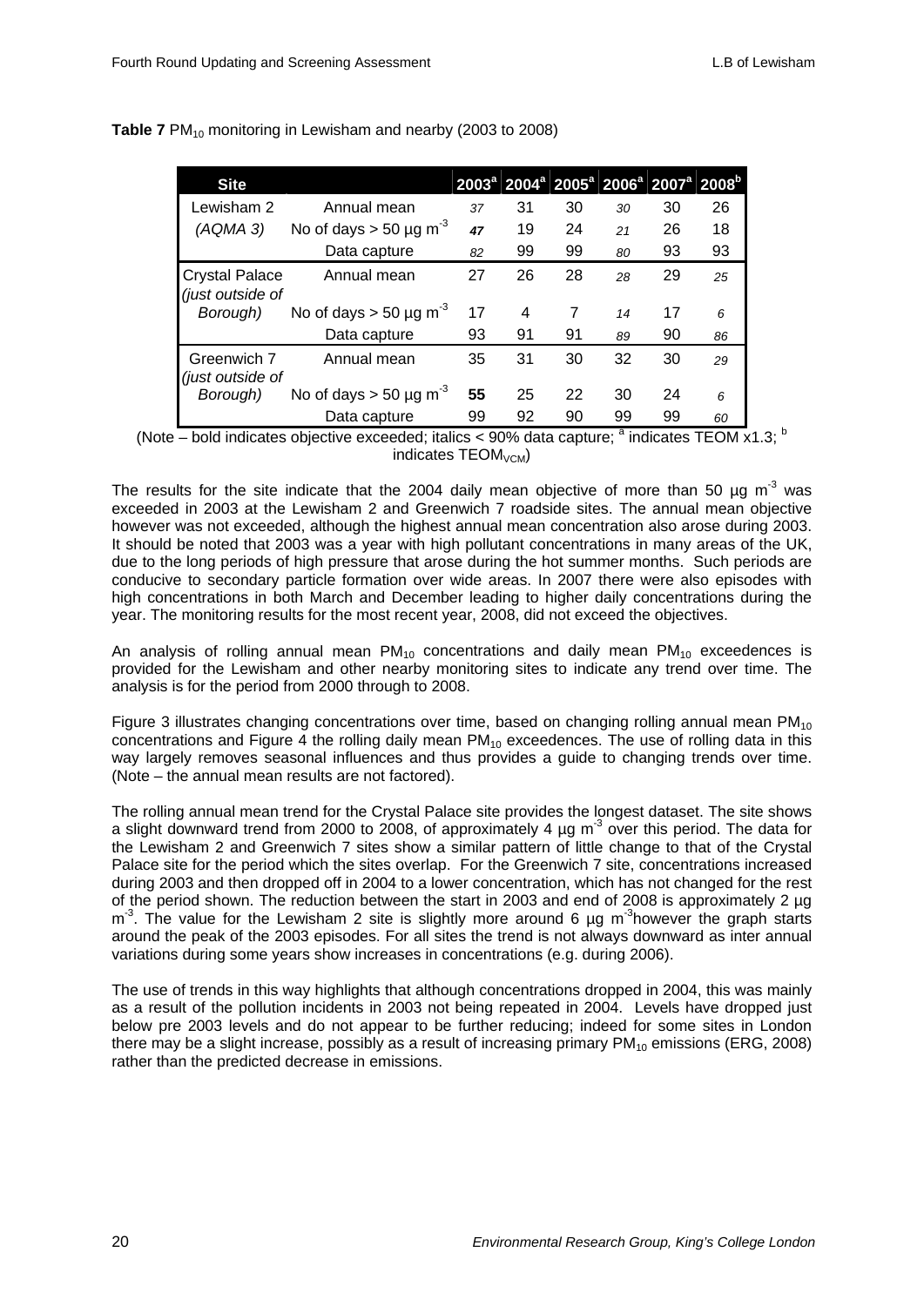**Table 7** $PM_{10}$ monitoring in Lewisham and nearby (2003 to 2008)

| Site | | 2003[a] | 2004[a] | 2005[a] | 2006[a] | 2007[a] | 2008[b] |
|---|---|---|---|---|---|---|---|
| Lewisham 2 | Annual mean | *37* | 31 | 30 | *30* | 30 | 26 |
| *(AQMA 3)* | No of days > 50 µg $m^{-3}$ | ***47*** | 19 | 24 | *21* | 26 | 18 |
| | Data capture | *82* | 99 | 99 | *80* | 93 | 93 |
| Crystal Palace *(just outside of* | Annual mean | 27 | 26 | 28 | *28* | 29 | *25* |
| *Borough)* | No of days > 50 µg $m^{-3}$ | 17 | 4 | 7 | *14* | 17 | *6* |
| | Data capture | 93 | 91 | 91 | *89* | 90 | *86* |
| Greenwich 7 *(just outside of* | Annual mean | 35 | 31 | 30 | 32 | 30 | *29* |
| *Borough)* | No of days > 50 µg $m^{-3}$ | **55** | 25 | 22 | 30 | 24 | *6* |
| | Data capture | 99 | 92 | 90 | 99 | 99 | *60* |

(Note – bold indicates objective exceeded; italics < 90% data capture; [a] indicates TEOM x1.3; [b] indicates $TEOM_{VCM}$)

The results for the site indicate that the 2004 daily mean objective of more than 50 µg $m^{-3}$ was exceeded in 2003 at the Lewisham 2 and Greenwich 7 roadside sites. The annual mean objective however was not exceeded, although the highest annual mean concentration also arose during 2003. It should be noted that 2003 was a year with high pollutant concentrations in many areas of the UK, due to the long periods of high pressure that arose during the hot summer months. Such periods are conducive to secondary particle formation over wide areas. In 2007 there were also episodes with high concentrations in both March and December leading to higher daily concentrations during the year. The monitoring results for the most recent year, 2008, did not exceed the objectives.

An analysis of rolling annual mean $PM_{10}$ concentrations and daily mean $PM_{10}$ exceedences is provided for the Lewisham and other nearby monitoring sites to indicate any trend over time. The analysis is for the period from 2000 through to 2008.

Figure 3 illustrates changing concentrations over time, based on changing rolling annual mean $PM_{10}$ concentrations and Figure 4 the rolling daily mean $PM_{10}$ exceedences. The use of rolling data in this way largely removes seasonal influences and thus provides a guide to changing trends over time. (Note – the annual mean results are not factored).

The rolling annual mean trend for the Crystal Palace site provides the longest dataset. The site shows a slight downward trend from 2000 to 2008, of approximately 4 µg $m^{-3}$ over this period. The data for the Lewisham 2 and Greenwich 7 sites show a similar pattern of little change to that of the Crystal Palace site for the period which the sites overlap. For the Greenwich 7 site, concentrations increased during 2003 and then dropped off in 2004 to a lower concentration, which has not changed for the rest of the period shown. The reduction between the start in 2003 and end of 2008 is approximately 2 µg $m^{-3}$. The value for the Lewisham 2 site is slightly more around 6 µg $m^{-3}$however the graph starts around the peak of the 2003 episodes. For all sites the trend is not always downward as inter annual variations during some years show increases in concentrations (e.g. during 2006).

The use of trends in this way highlights that although concentrations dropped in 2004, this was mainly as a result of the pollution incidents in 2003 not being repeated in 2004. Levels have dropped just below pre 2003 levels and do not appear to be further reducing; indeed for some sites in London there may be a slight increase, possibly as a result of increasing primary $PM_{10}$ emissions (ERG, 2008) rather than the predicted decrease in emissions.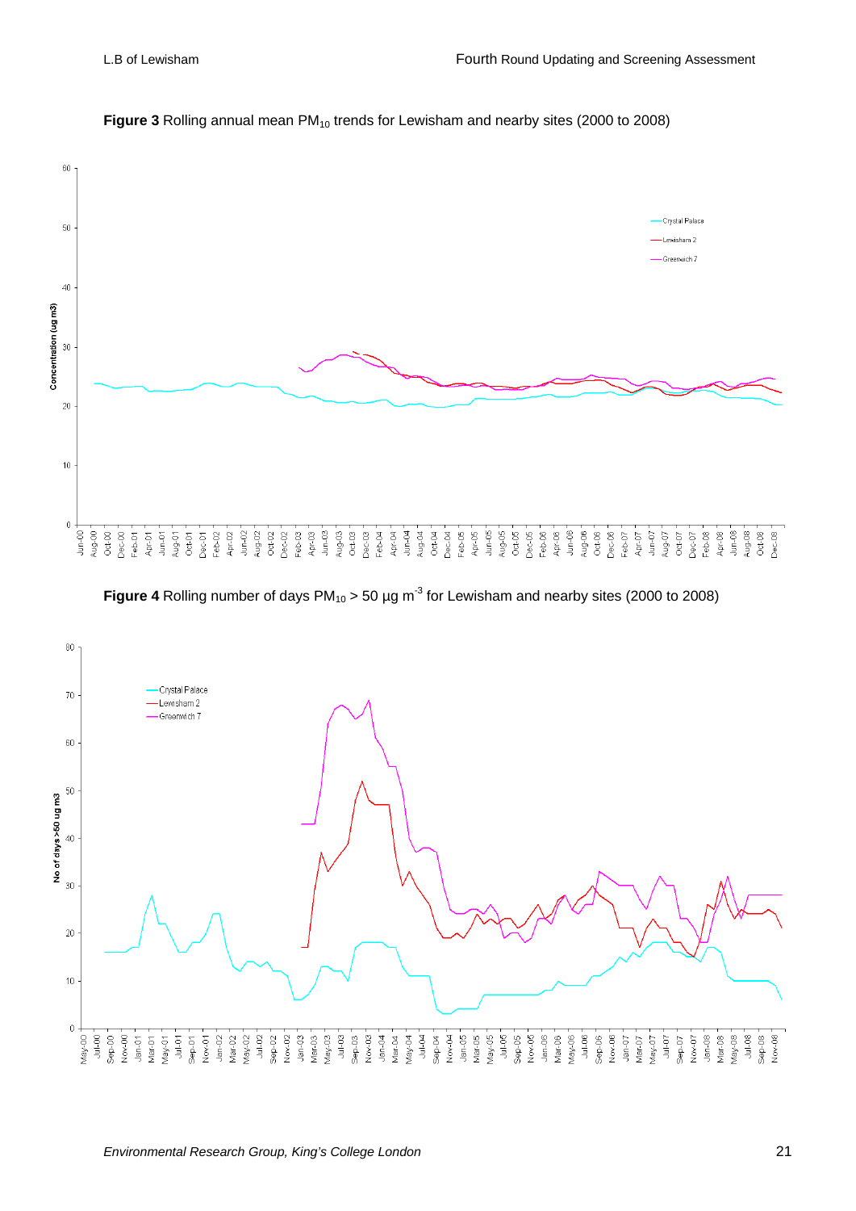**Figure 3** Rolling annual mean $PM_{10}$ trends for Lewisham and nearby sites (2000 to 2008)

**Figure 4** Rolling number of days $PM_{10}$ > 50 µg m$^{-3}$ for Lewisham and nearby sites (2000 to 2008)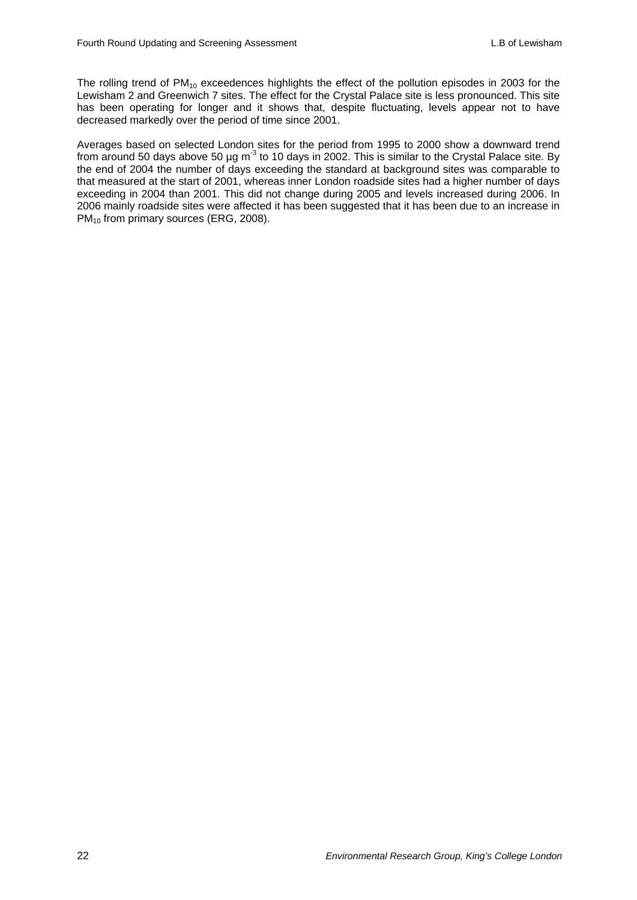The rolling trend of $PM_{10}$ exceedences highlights the effect of the pollution episodes in 2003 for the Lewisham 2 and Greenwich 7 sites. The effect for the Crystal Palace site is less pronounced. This site has been operating for longer and it shows that, despite fluctuating, levels appear not to have decreased markedly over the period of time since 2001.

Averages based on selected London sites for the period from 1995 to 2000 show a downward trend from around 50 days above 50 µg $m^{-3}$ to 10 days in 2002. This is similar to the Crystal Palace site. By the end of 2004 the number of days exceeding the standard at background sites was comparable to that measured at the start of 2001, whereas inner London roadside sites had a higher number of days exceeding in 2004 than 2001. This did not change during 2005 and levels increased during 2006. In 2006 mainly roadside sites were affected it has been suggested that it has been due to an increase in $PM_{10}$ from primary sources (ERG, 2008).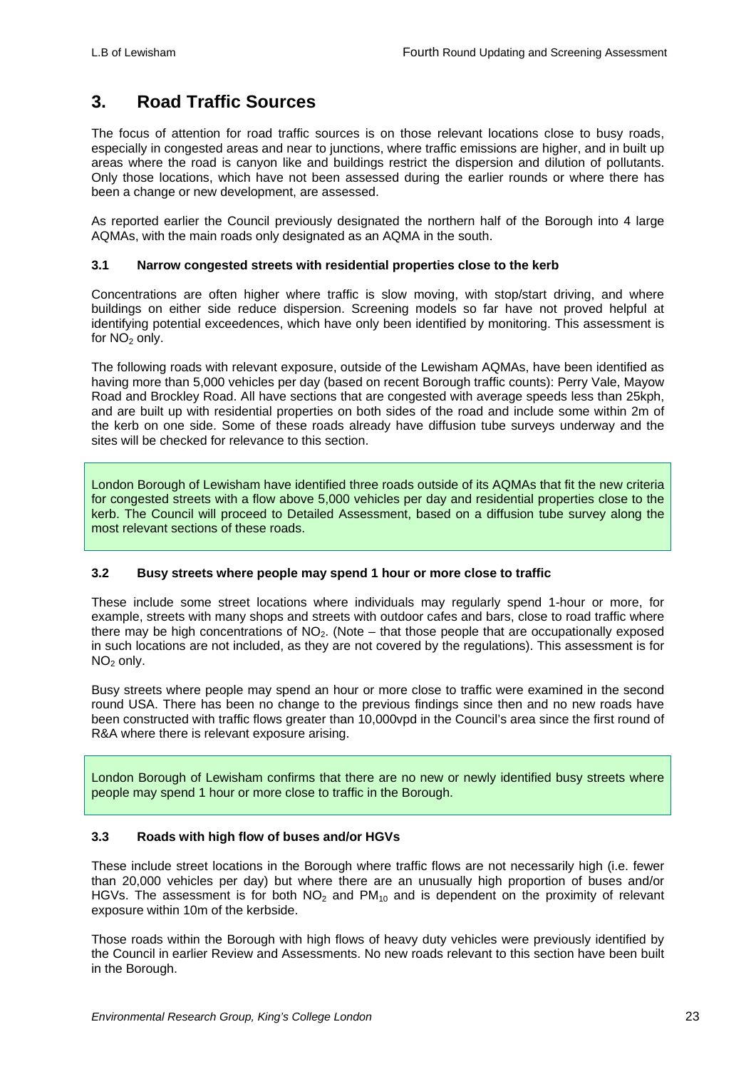# 3. Road Traffic Sources

The focus of attention for road traffic sources is on those relevant locations close to busy roads, especially in congested areas and near to junctions, where traffic emissions are higher, and in built up areas where the road is canyon like and buildings restrict the dispersion and dilution of pollutants. Only those locations, which have not been assessed during the earlier rounds or where there has been a change or new development, are assessed.

As reported earlier the Council previously designated the northern half of the Borough into 4 large AQMAs, with the main roads only designated as an AQMA in the south.

### 3.1 Narrow congested streets with residential properties close to the kerb

Concentrations are often higher where traffic is slow moving, with stop/start driving, and where buildings on either side reduce dispersion. Screening models so far have not proved helpful at identifying potential exceedences, which have only been identified by monitoring. This assessment is for $NO_2$ only.

The following roads with relevant exposure, outside of the Lewisham AQMAs, have been identified as having more than 5,000 vehicles per day (based on recent Borough traffic counts): Perry Vale, Mayow Road and Brockley Road. All have sections that are congested with average speeds less than 25kph, and are built up with residential properties on both sides of the road and include some within 2m of the kerb on one side. Some of these roads already have diffusion tube surveys underway and the sites will be checked for relevance to this section.

London Borough of Lewisham have identified three roads outside of its AQMAs that fit the new criteria for congested streets with a flow above 5,000 vehicles per day and residential properties close to the kerb. The Council will proceed to Detailed Assessment, based on a diffusion tube survey along the most relevant sections of these roads.

### 3.2 Busy streets where people may spend 1 hour or more close to traffic

These include some street locations where individuals may regularly spend 1-hour or more, for example, streets with many shops and streets with outdoor cafes and bars, close to road traffic where there may be high concentrations of $NO_2$. (Note – that those people that are occupationally exposed in such locations are not included, as they are not covered by the regulations). This assessment is for $NO_2$ only.

Busy streets where people may spend an hour or more close to traffic were examined in the second round USA. There has been no change to the previous findings since then and no new roads have been constructed with traffic flows greater than 10,000vpd in the Council's area since the first round of R&A where there is relevant exposure arising.

London Borough of Lewisham confirms that there are no new or newly identified busy streets where people may spend 1 hour or more close to traffic in the Borough.

### 3.3 Roads with high flow of buses and/or HGVs

These include street locations in the Borough where traffic flows are not necessarily high (i.e. fewer than 20,000 vehicles per day) but where there are an unusually high proportion of buses and/or HGVs. The assessment is for both $NO_2$ and $PM_{10}$ and is dependent on the proximity of relevant exposure within 10m of the kerbside.

Those roads within the Borough with high flows of heavy duty vehicles were previously identified by the Council in earlier Review and Assessments. No new roads relevant to this section have been built in the Borough.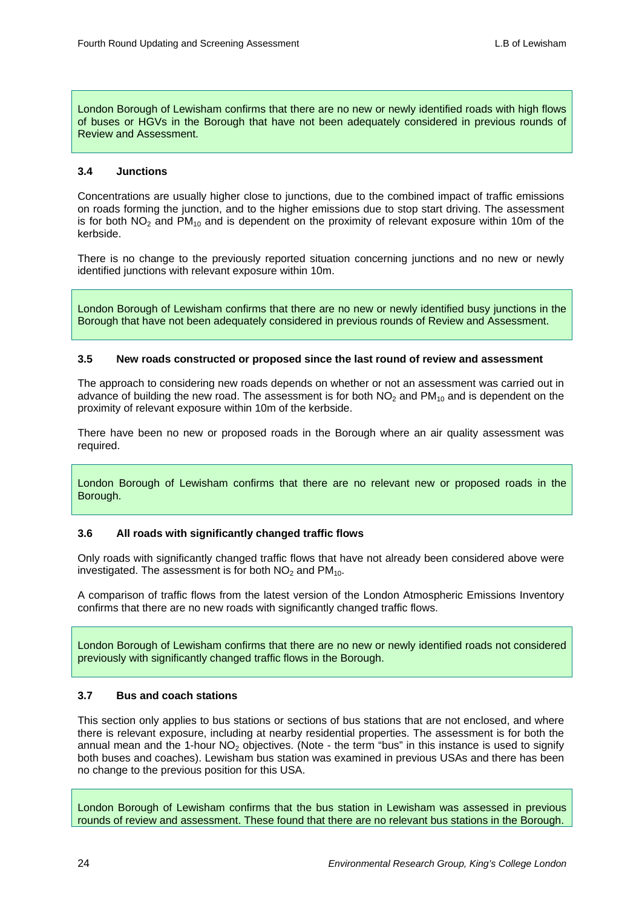London Borough of Lewisham confirms that there are no new or newly identified roads with high flows of buses or HGVs in the Borough that have not been adequately considered in previous rounds of Review and Assessment.

### 3.4 Junctions

Concentrations are usually higher close to junctions, due to the combined impact of traffic emissions on roads forming the junction, and to the higher emissions due to stop start driving. The assessment is for both $NO_2$ and $PM_{10}$ and is dependent on the proximity of relevant exposure within 10m of the kerbside.

There is no change to the previously reported situation concerning junctions and no new or newly identified junctions with relevant exposure within 10m.

London Borough of Lewisham confirms that there are no new or newly identified busy junctions in the Borough that have not been adequately considered in previous rounds of Review and Assessment.

### 3.5 New roads constructed or proposed since the last round of review and assessment

The approach to considering new roads depends on whether or not an assessment was carried out in advance of building the new road. The assessment is for both $NO_2$ and $PM_{10}$ and is dependent on the proximity of relevant exposure within 10m of the kerbside.

There have been no new or proposed roads in the Borough where an air quality assessment was required.

London Borough of Lewisham confirms that there are no relevant new or proposed roads in the Borough.

### 3.6 All roads with significantly changed traffic flows

Only roads with significantly changed traffic flows that have not already been considered above were investigated. The assessment is for both $NO_2$ and $PM_{10}$.

A comparison of traffic flows from the latest version of the London Atmospheric Emissions Inventory confirms that there are no new roads with significantly changed traffic flows.

London Borough of Lewisham confirms that there are no new or newly identified roads not considered previously with significantly changed traffic flows in the Borough.

### 3.7 Bus and coach stations

This section only applies to bus stations or sections of bus stations that are not enclosed, and where there is relevant exposure, including at nearby residential properties. The assessment is for both the annual mean and the 1-hour $NO_2$ objectives. (Note - the term "bus" in this instance is used to signify both buses and coaches). Lewisham bus station was examined in previous USAs and there has been no change to the previous position for this USA.

London Borough of Lewisham confirms that the bus station in Lewisham was assessed in previous rounds of review and assessment. These found that there are no relevant bus stations in the Borough.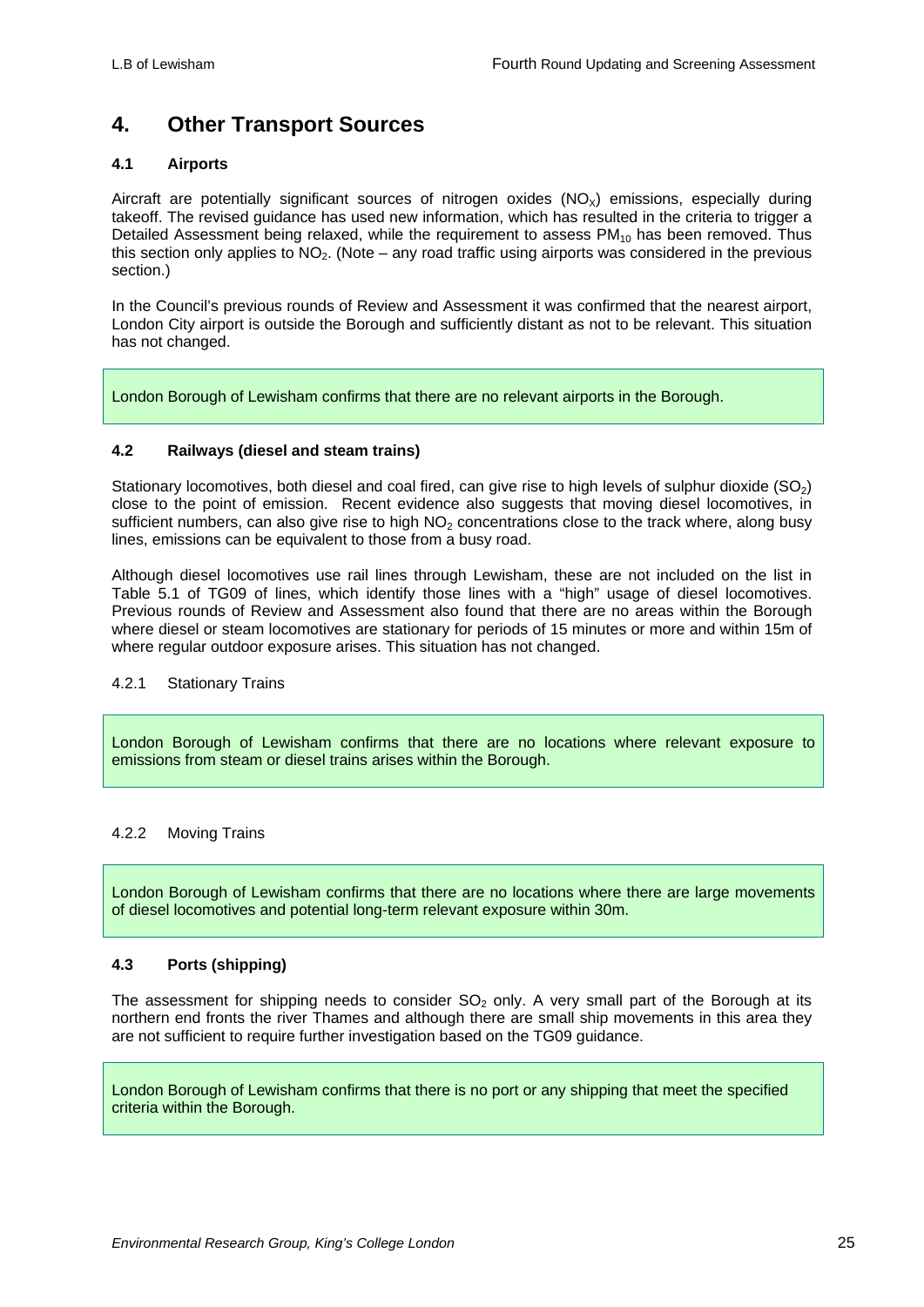# 4. Other Transport Sources

## 4.1 Airports

Aircraft are potentially significant sources of nitrogen oxides ($NO_X$) emissions, especially during takeoff. The revised guidance has used new information, which has resulted in the criteria to trigger a Detailed Assessment being relaxed, while the requirement to assess $PM_{10}$ has been removed. Thus this section only applies to $NO_2$. (Note – any road traffic using airports was considered in the previous section.)

In the Council's previous rounds of Review and Assessment it was confirmed that the nearest airport, London City airport is outside the Borough and sufficiently distant as not to be relevant. This situation has not changed.

London Borough of Lewisham confirms that there are no relevant airports in the Borough.

## 4.2 Railways (diesel and steam trains)

Stationary locomotives, both diesel and coal fired, can give rise to high levels of sulphur dioxide ($SO_2$) close to the point of emission. Recent evidence also suggests that moving diesel locomotives, in sufficient numbers, can also give rise to high $NO_2$ concentrations close to the track where, along busy lines, emissions can be equivalent to those from a busy road.

Although diesel locomotives use rail lines through Lewisham, these are not included on the list in Table 5.1 of TG09 of lines, which identify those lines with a "high" usage of diesel locomotives. Previous rounds of Review and Assessment also found that there are no areas within the Borough where diesel or steam locomotives are stationary for periods of 15 minutes or more and within 15m of where regular outdoor exposure arises. This situation has not changed.

### 4.2.1 Stationary Trains

London Borough of Lewisham confirms that there are no locations where relevant exposure to emissions from steam or diesel trains arises within the Borough.

### 4.2.2 Moving Trains

London Borough of Lewisham confirms that there are no locations where there are large movements of diesel locomotives and potential long-term relevant exposure within 30m.

## 4.3 Ports (shipping)

The assessment for shipping needs to consider $SO_2$ only. A very small part of the Borough at its northern end fronts the river Thames and although there are small ship movements in this area they are not sufficient to require further investigation based on the TG09 guidance.

London Borough of Lewisham confirms that there is no port or any shipping that meet the specified criteria within the Borough.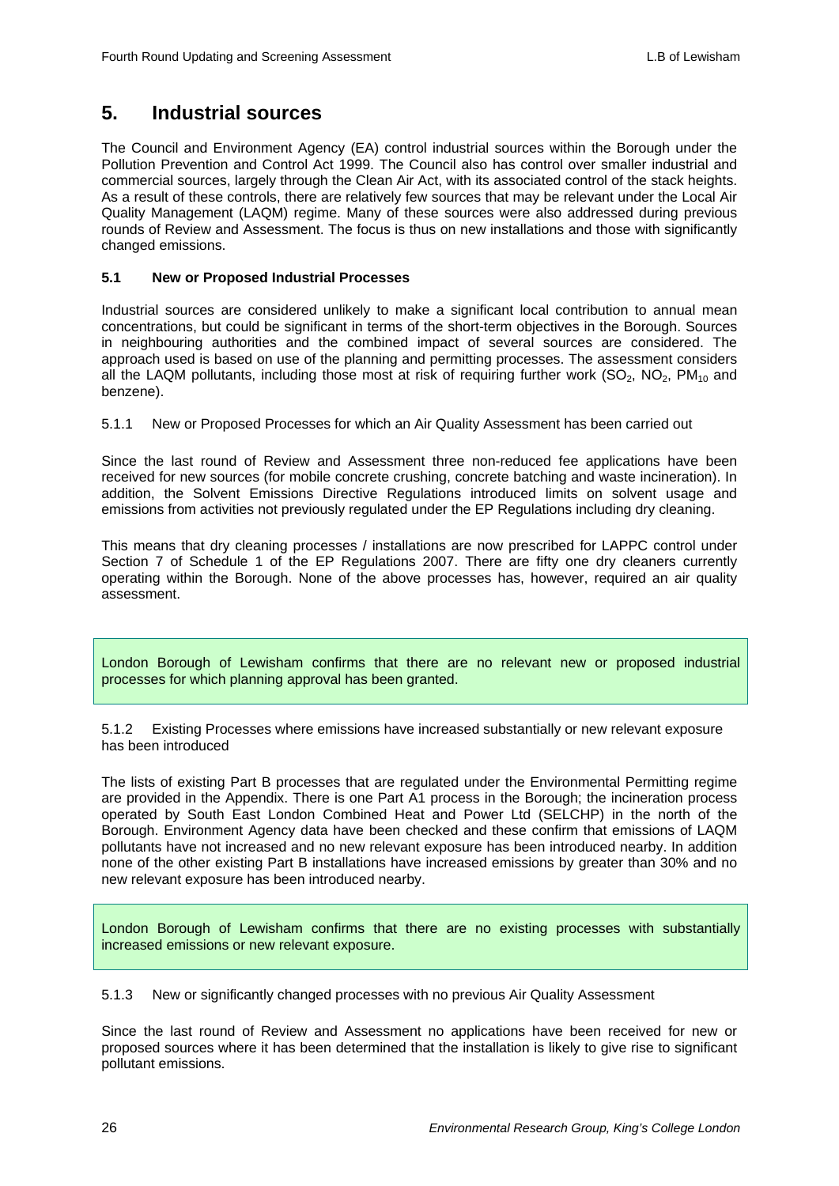# 5. Industrial sources

The Council and Environment Agency (EA) control industrial sources within the Borough under the Pollution Prevention and Control Act 1999. The Council also has control over smaller industrial and commercial sources, largely through the Clean Air Act, with its associated control of the stack heights. As a result of these controls, there are relatively few sources that may be relevant under the Local Air Quality Management (LAQM) regime. Many of these sources were also addressed during previous rounds of Review and Assessment. The focus is thus on new installations and those with significantly changed emissions.

### 5.1 New or Proposed Industrial Processes

Industrial sources are considered unlikely to make a significant local contribution to annual mean concentrations, but could be significant in terms of the short-term objectives in the Borough. Sources in neighbouring authorities and the combined impact of several sources are considered. The approach used is based on use of the planning and permitting processes. The assessment considers all the LAQM pollutants, including those most at risk of requiring further work ($SO_2$, $NO_2$, $PM_{10}$ and benzene).

5.1.1 New or Proposed Processes for which an Air Quality Assessment has been carried out

Since the last round of Review and Assessment three non-reduced fee applications have been received for new sources (for mobile concrete crushing, concrete batching and waste incineration). In addition, the Solvent Emissions Directive Regulations introduced limits on solvent usage and emissions from activities not previously regulated under the EP Regulations including dry cleaning.

This means that dry cleaning processes / installations are now prescribed for LAPPC control under Section 7 of Schedule 1 of the EP Regulations 2007. There are fifty one dry cleaners currently operating within the Borough. None of the above processes has, however, required an air quality assessment.

London Borough of Lewisham confirms that there are no relevant new or proposed industrial processes for which planning approval has been granted.

5.1.2 Existing Processes where emissions have increased substantially or new relevant exposure has been introduced

The lists of existing Part B processes that are regulated under the Environmental Permitting regime are provided in the Appendix. There is one Part A1 process in the Borough; the incineration process operated by South East London Combined Heat and Power Ltd (SELCHP) in the north of the Borough. Environment Agency data have been checked and these confirm that emissions of LAQM pollutants have not increased and no new relevant exposure has been introduced nearby. In addition none of the other existing Part B installations have increased emissions by greater than 30% and no new relevant exposure has been introduced nearby.

London Borough of Lewisham confirms that there are no existing processes with substantially increased emissions or new relevant exposure.

5.1.3 New or significantly changed processes with no previous Air Quality Assessment

Since the last round of Review and Assessment no applications have been received for new or proposed sources where it has been determined that the installation is likely to give rise to significant pollutant emissions.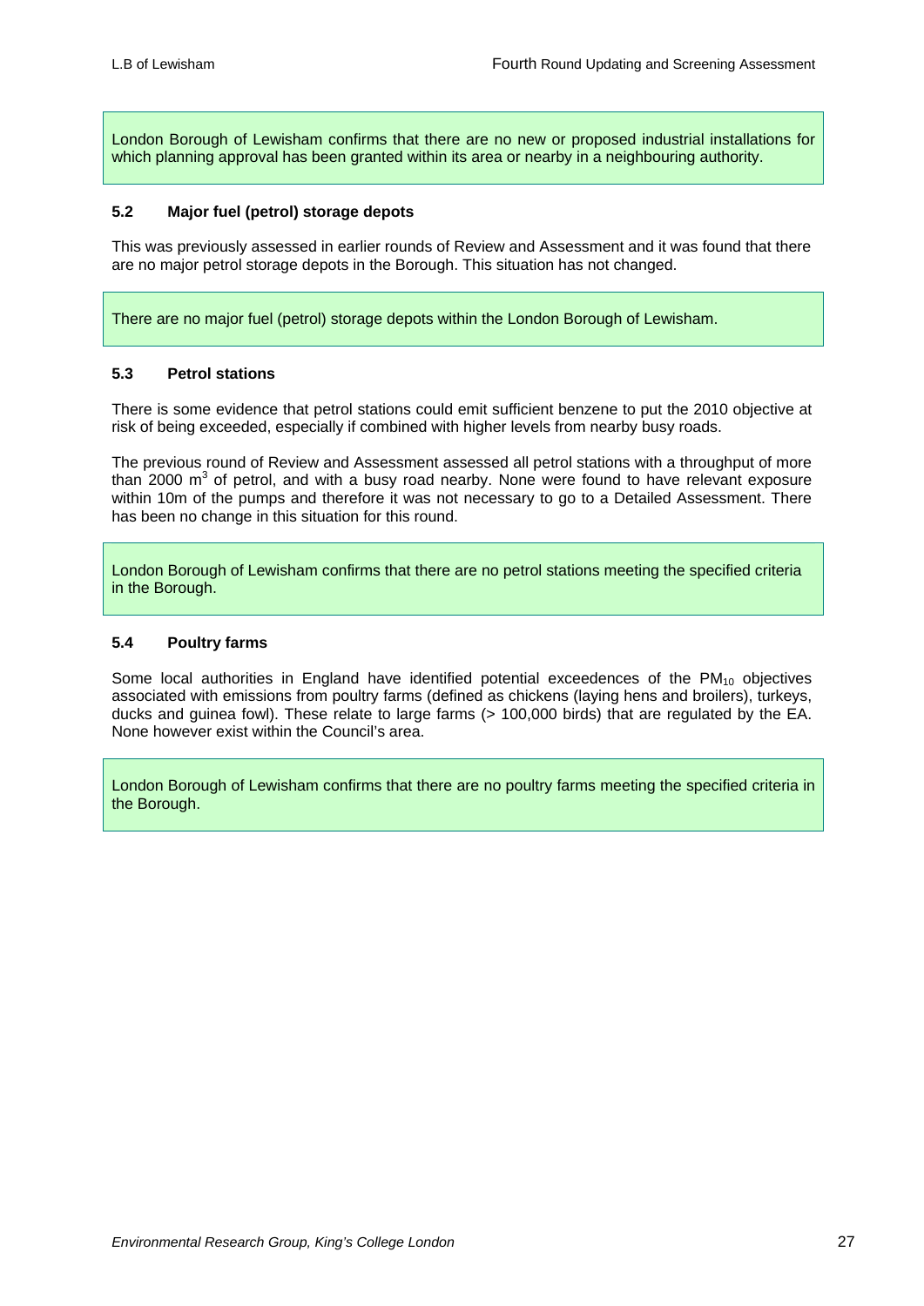London Borough of Lewisham confirms that there are no new or proposed industrial installations for which planning approval has been granted within its area or nearby in a neighbouring authority.

### 5.2 Major fuel (petrol) storage depots

This was previously assessed in earlier rounds of Review and Assessment and it was found that there are no major petrol storage depots in the Borough. This situation has not changed.

There are no major fuel (petrol) storage depots within the London Borough of Lewisham.

### 5.3 Petrol stations

There is some evidence that petrol stations could emit sufficient benzene to put the 2010 objective at risk of being exceeded, especially if combined with higher levels from nearby busy roads.

The previous round of Review and Assessment assessed all petrol stations with a throughput of more than 2000 $m^3$ of petrol, and with a busy road nearby. None were found to have relevant exposure within 10m of the pumps and therefore it was not necessary to go to a Detailed Assessment. There has been no change in this situation for this round.

London Borough of Lewisham confirms that there are no petrol stations meeting the specified criteria in the Borough.

### 5.4 Poultry farms

Some local authorities in England have identified potential exceedences of the $PM_{10}$ objectives associated with emissions from poultry farms (defined as chickens (laying hens and broilers), turkeys, ducks and guinea fowl). These relate to large farms (> 100,000 birds) that are regulated by the EA. None however exist within the Council's area.

London Borough of Lewisham confirms that there are no poultry farms meeting the specified criteria in the Borough.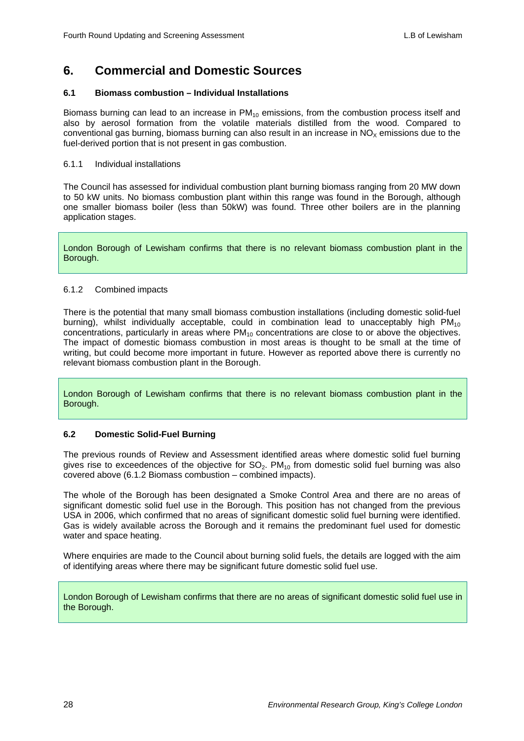# 6. Commercial and Domestic Sources

### 6.1 Biomass combustion – Individual Installations

Biomass burning can lead to an increase in $PM_{10}$ emissions, from the combustion process itself and also by aerosol formation from the volatile materials distilled from the wood. Compared to conventional gas burning, biomass burning can also result in an increase in $NO_x$ emissions due to the fuel-derived portion that is not present in gas combustion.

#### 6.1.1 Individual installations

The Council has assessed for individual combustion plant burning biomass ranging from 20 MW down to 50 kW units. No biomass combustion plant within this range was found in the Borough, although one smaller biomass boiler (less than 50kW) was found. Three other boilers are in the planning application stages.

London Borough of Lewisham confirms that there is no relevant biomass combustion plant in the Borough.

#### 6.1.2 Combined impacts

There is the potential that many small biomass combustion installations (including domestic solid-fuel burning), whilst individually acceptable, could in combination lead to unacceptably high $PM_{10}$ concentrations, particularly in areas where $PM_{10}$ concentrations are close to or above the objectives. The impact of domestic biomass combustion in most areas is thought to be small at the time of writing, but could become more important in future. However as reported above there is currently no relevant biomass combustion plant in the Borough.

London Borough of Lewisham confirms that there is no relevant biomass combustion plant in the Borough.

### 6.2 Domestic Solid-Fuel Burning

The previous rounds of Review and Assessment identified areas where domestic solid fuel burning gives rise to exceedences of the objective for $SO_2$. $PM_{10}$ from domestic solid fuel burning was also covered above (6.1.2 Biomass combustion – combined impacts).

The whole of the Borough has been designated a Smoke Control Area and there are no areas of significant domestic solid fuel use in the Borough. This position has not changed from the previous USA in 2006, which confirmed that no areas of significant domestic solid fuel burning were identified. Gas is widely available across the Borough and it remains the predominant fuel used for domestic water and space heating.

Where enquiries are made to the Council about burning solid fuels, the details are logged with the aim of identifying areas where there may be significant future domestic solid fuel use.

London Borough of Lewisham confirms that there are no areas of significant domestic solid fuel use in the Borough.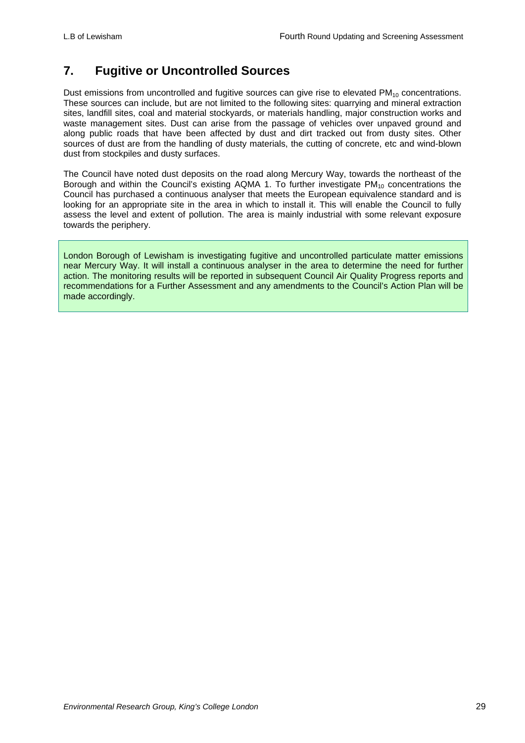# 7. Fugitive or Uncontrolled Sources

Dust emissions from uncontrolled and fugitive sources can give rise to elevated $PM_{10}$ concentrations. These sources can include, but are not limited to the following sites: quarrying and mineral extraction sites, landfill sites, coal and material stockyards, or materials handling, major construction works and waste management sites. Dust can arise from the passage of vehicles over unpaved ground and along public roads that have been affected by dust and dirt tracked out from dusty sites. Other sources of dust are from the handling of dusty materials, the cutting of concrete, etc and wind-blown dust from stockpiles and dusty surfaces.

The Council have noted dust deposits on the road along Mercury Way, towards the northeast of the Borough and within the Council's existing AQMA 1. To further investigate $PM_{10}$ concentrations the Council has purchased a continuous analyser that meets the European equivalence standard and is looking for an appropriate site in the area in which to install it. This will enable the Council to fully assess the level and extent of pollution. The area is mainly industrial with some relevant exposure towards the periphery.

London Borough of Lewisham is investigating fugitive and uncontrolled particulate matter emissions near Mercury Way. It will install a continuous analyser in the area to determine the need for further action. The monitoring results will be reported in subsequent Council Air Quality Progress reports and recommendations for a Further Assessment and any amendments to the Council's Action Plan will be made accordingly.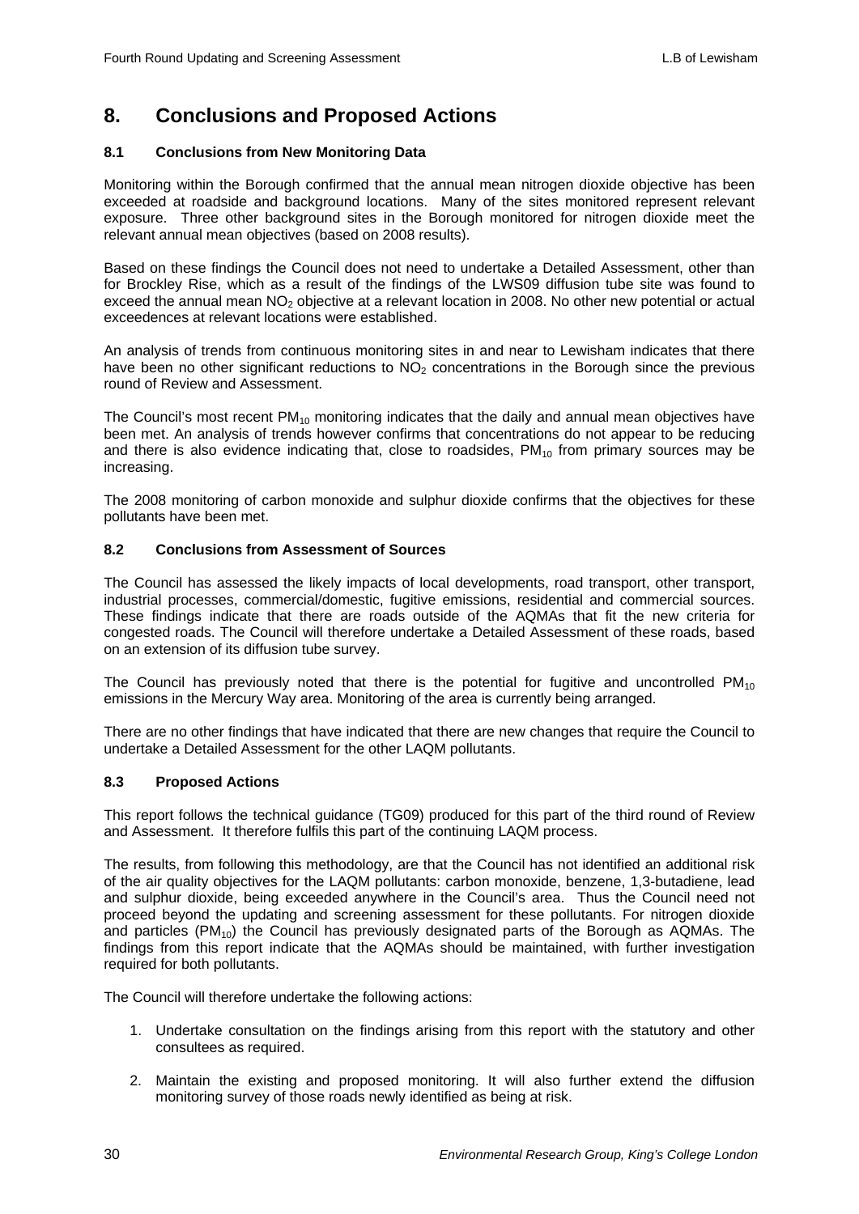# 8. Conclusions and Proposed Actions

### 8.1 Conclusions from New Monitoring Data

Monitoring within the Borough confirmed that the annual mean nitrogen dioxide objective has been exceeded at roadside and background locations. Many of the sites monitored represent relevant exposure. Three other background sites in the Borough monitored for nitrogen dioxide meet the relevant annual mean objectives (based on 2008 results).

Based on these findings the Council does not need to undertake a Detailed Assessment, other than for Brockley Rise, which as a result of the findings of the LWS09 diffusion tube site was found to exceed the annual mean $NO_2$ objective at a relevant location in 2008. No other new potential or actual exceedences at relevant locations were established.

An analysis of trends from continuous monitoring sites in and near to Lewisham indicates that there have been no other significant reductions to $NO_2$ concentrations in the Borough since the previous round of Review and Assessment.

The Council's most recent $PM_{10}$ monitoring indicates that the daily and annual mean objectives have been met. An analysis of trends however confirms that concentrations do not appear to be reducing and there is also evidence indicating that, close to roadsides, $PM_{10}$ from primary sources may be increasing.

The 2008 monitoring of carbon monoxide and sulphur dioxide confirms that the objectives for these pollutants have been met.

### 8.2 Conclusions from Assessment of Sources

The Council has assessed the likely impacts of local developments, road transport, other transport, industrial processes, commercial/domestic, fugitive emissions, residential and commercial sources. These findings indicate that there are roads outside of the AQMAs that fit the new criteria for congested roads. The Council will therefore undertake a Detailed Assessment of these roads, based on an extension of its diffusion tube survey.

The Council has previously noted that there is the potential for fugitive and uncontrolled $PM_{10}$ emissions in the Mercury Way area. Monitoring of the area is currently being arranged.

There are no other findings that have indicated that there are new changes that require the Council to undertake a Detailed Assessment for the other LAQM pollutants.

### 8.3 Proposed Actions

This report follows the technical guidance (TG09) produced for this part of the third round of Review and Assessment. It therefore fulfils this part of the continuing LAQM process.

The results, from following this methodology, are that the Council has not identified an additional risk of the air quality objectives for the LAQM pollutants: carbon monoxide, benzene, 1,3-butadiene, lead and sulphur dioxide, being exceeded anywhere in the Council's area. Thus the Council need not proceed beyond the updating and screening assessment for these pollutants. For nitrogen dioxide and particles ($PM_{10}$) the Council has previously designated parts of the Borough as AQMAs. The findings from this report indicate that the AQMAs should be maintained, with further investigation required for both pollutants.

The Council will therefore undertake the following actions:

1. Undertake consultation on the findings arising from this report with the statutory and other consultees as required.
2. Maintain the existing and proposed monitoring. It will also further extend the diffusion monitoring survey of those roads newly identified as being at risk.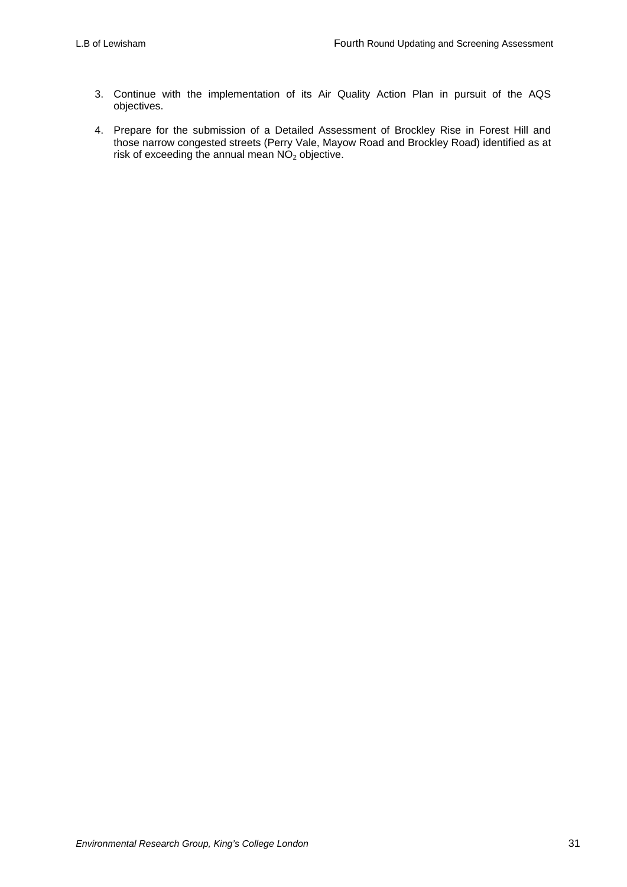3. Continue with the implementation of its Air Quality Action Plan in pursuit of the AQS objectives.

4. Prepare for the submission of a Detailed Assessment of Brockley Rise in Forest Hill and those narrow congested streets (Perry Vale, Mayow Road and Brockley Road) identified as at risk of exceeding the annual mean $NO_2$ objective.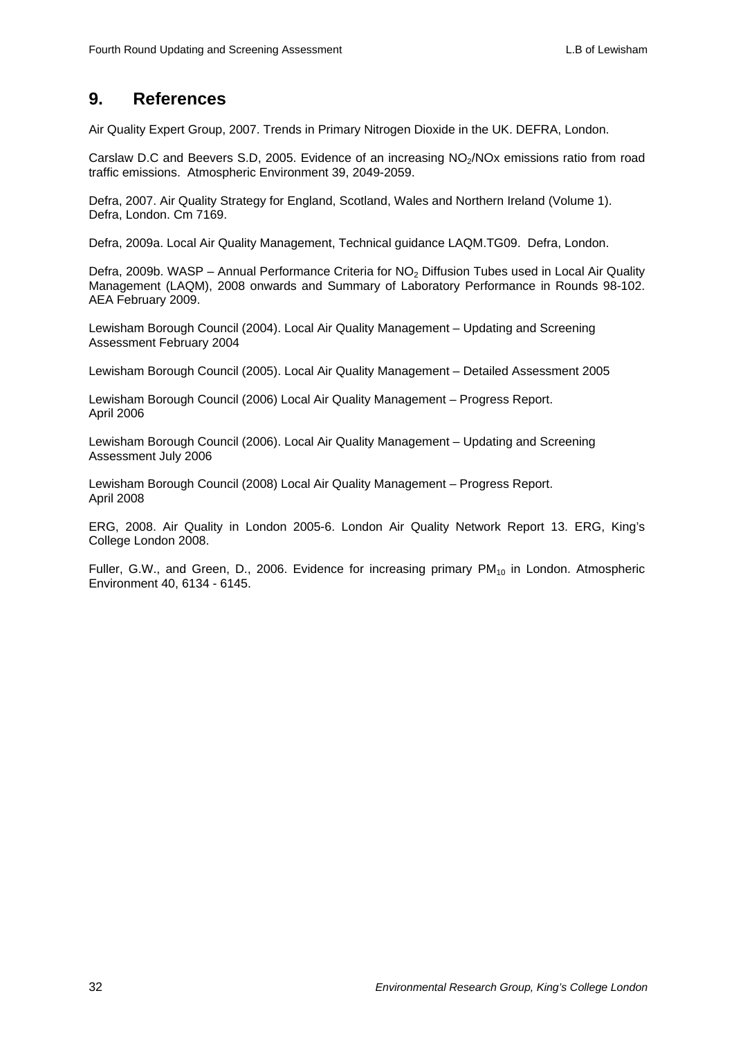# 9. References

Air Quality Expert Group, 2007. Trends in Primary Nitrogen Dioxide in the UK. DEFRA, London.

Carslaw D.C and Beevers S.D, 2005. Evidence of an increasing $NO_2$/NOx emissions ratio from road traffic emissions. Atmospheric Environment 39, 2049-2059.

Defra, 2007. Air Quality Strategy for England, Scotland, Wales and Northern Ireland (Volume 1). Defra, London. Cm 7169.

Defra, 2009a. Local Air Quality Management, Technical guidance LAQM.TG09. Defra, London.

Defra, 2009b. WASP – Annual Performance Criteria for $NO_2$ Diffusion Tubes used in Local Air Quality Management (LAQM), 2008 onwards and Summary of Laboratory Performance in Rounds 98-102. AEA February 2009.

Lewisham Borough Council (2004). Local Air Quality Management – Updating and Screening Assessment February 2004

Lewisham Borough Council (2005). Local Air Quality Management – Detailed Assessment 2005

Lewisham Borough Council (2006) Local Air Quality Management – Progress Report. April 2006

Lewisham Borough Council (2006). Local Air Quality Management – Updating and Screening Assessment July 2006

Lewisham Borough Council (2008) Local Air Quality Management – Progress Report. April 2008

ERG, 2008. Air Quality in London 2005-6. London Air Quality Network Report 13. ERG, King's College London 2008.

Fuller, G.W., and Green, D., 2006. Evidence for increasing primary $PM_{10}$ in London. Atmospheric Environment 40, 6134 - 6145.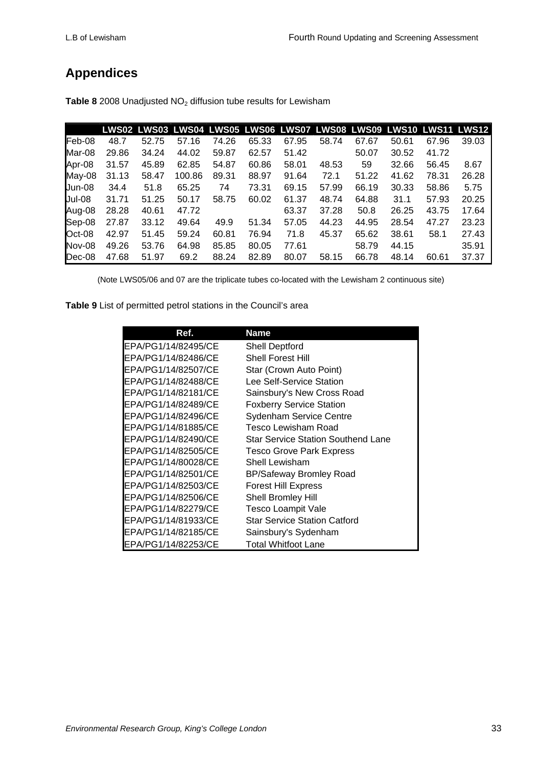## Appendices

**Table 8** 2008 Unadjusted $NO_2$ diffusion tube results for Lewisham

| | LWS02 | LWS03 | LWS04 | LWS05 | LWS06 | LWS07 | LWS08 | LWS09 | LWS10 | LWS11 | LWS12 |
|---|---|---|---|---|---|---|---|---|---|---|---|
| Feb-08 | 48.7 | 52.75 | 57.16 | 74.26 | 65.33 | 67.95 | 58.74 | 67.67 | 50.61 | 67.96 | 39.03 |
| Mar-08 | 29.86 | 34.24 | 44.02 | 59.87 | 62.57 | 51.42 | | 50.07 | 30.52 | 41.72 | |
| Apr-08 | 31.57 | 45.89 | 62.85 | 54.87 | 60.86 | 58.01 | 48.53 | 59 | 32.66 | 56.45 | 8.67 |
| May-08 | 31.13 | 58.47 | 100.86 | 89.31 | 88.97 | 91.64 | 72.1 | 51.22 | 41.62 | 78.31 | 26.28 |
| Jun-08 | 34.4 | 51.8 | 65.25 | 74 | 73.31 | 69.15 | 57.99 | 66.19 | 30.33 | 58.86 | 5.75 |
| Jul-08 | 31.71 | 51.25 | 50.17 | 58.75 | 60.02 | 61.37 | 48.74 | 64.88 | 31.1 | 57.93 | 20.25 |
| Aug-08 | 28.28 | 40.61 | 47.72 | | | 63.37 | 37.28 | 50.8 | 26.25 | 43.75 | 17.64 |
| Sep-08 | 27.87 | 33.12 | 49.64 | 49.9 | 51.34 | 57.05 | 44.23 | 44.95 | 28.54 | 47.27 | 23.23 |
| Oct-08 | 42.97 | 51.45 | 59.24 | 60.81 | 76.94 | 71.8 | 45.37 | 65.62 | 38.61 | 58.1 | 27.43 |
| Nov-08 | 49.26 | 53.76 | 64.98 | 85.85 | 80.05 | 77.61 | | 58.79 | 44.15 | | 35.91 |
| Dec-08 | 47.68 | 51.97 | 69.2 | 88.24 | 82.89 | 80.07 | 58.15 | 66.78 | 48.14 | 60.61 | 37.37 |

(Note LWS05/06 and 07 are the triplicate tubes co-located with the Lewisham 2 continuous site)

**Table 9** List of permitted petrol stations in the Council's area

| Ref. | Name |
|---|---|
| EPA/PG1/14/82495/CE | Shell Deptford |
| EPA/PG1/14/82486/CE | Shell Forest Hill |
| EPA/PG1/14/82507/CE | Star (Crown Auto Point) |
| EPA/PG1/14/82488/CE | Lee Self-Service Station |
| EPA/PG1/14/82181/CE | Sainsbury's New Cross Road |
| EPA/PG1/14/82489/CE | Foxberry Service Station |
| EPA/PG1/14/82496/CE | Sydenham Service Centre |
| EPA/PG1/14/81885/CE | Tesco Lewisham Road |
| EPA/PG1/14/82490/CE | Star Service Station Southend Lane |
| EPA/PG1/14/82505/CE | Tesco Grove Park Express |
| EPA/PG1/14/80028/CE | Shell Lewisham |
| EPA/PG1/14/82501/CE | BP/Safeway Bromley Road |
| EPA/PG1/14/82503/CE | Forest Hill Express |
| EPA/PG1/14/82506/CE | Shell Bromley Hill |
| EPA/PG1/14/82279/CE | Tesco Loampit Vale |
| EPA/PG1/14/81933/CE | Star Service Station Catford |
| EPA/PG1/14/82185/CE | Sainsbury's Sydenham |
| EPA/PG1/14/82253/CE | Total Whitfoot Lane |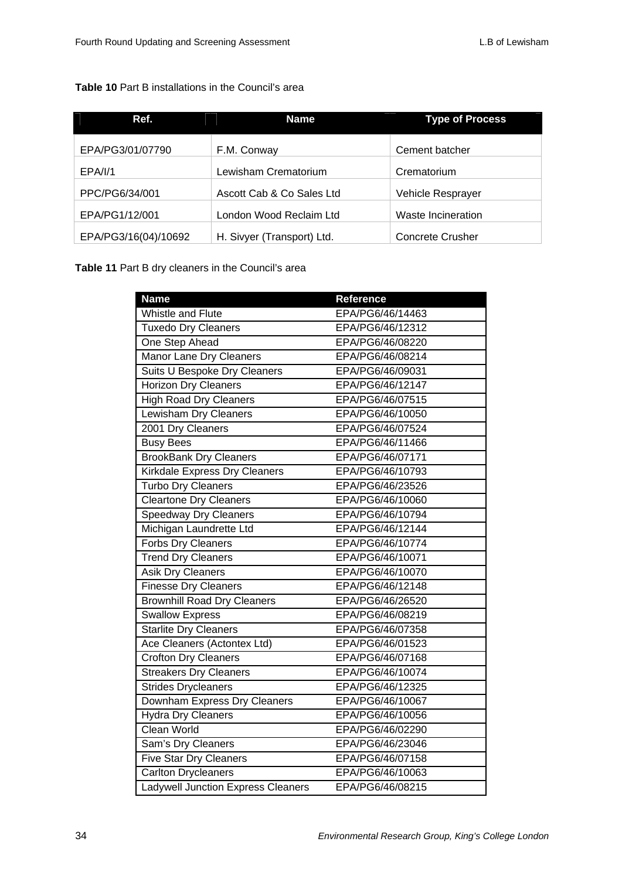**Table 10** Part B installations in the Council's area

| Ref. | Name | Type of Process |
| --- | --- | --- |
| EPA/PG3/01/07790 | F.M. Conway | Cement batcher |
| EPA/I/1 | Lewisham Crematorium | Crematorium |
| PPC/PG6/34/001 | Ascott Cab & Co Sales Ltd | Vehicle Resprayer |
| EPA/PG1/12/001 | London Wood Reclaim Ltd | Waste Incineration |
| EPA/PG3/16(04)/10692 | H. Sivyer (Transport) Ltd. | Concrete Crusher |

**Table 11** Part B dry cleaners in the Council's area

| Name | Reference |
| --- | --- |
| Whistle and Flute | EPA/PG6/46/14463 |
| Tuxedo Dry Cleaners | EPA/PG6/46/12312 |
| One Step Ahead | EPA/PG6/46/08220 |
| Manor Lane Dry Cleaners | EPA/PG6/46/08214 |
| Suits U Bespoke Dry Cleaners | EPA/PG6/46/09031 |
| Horizon Dry Cleaners | EPA/PG6/46/12147 |
| High Road Dry Cleaners | EPA/PG6/46/07515 |
| Lewisham Dry Cleaners | EPA/PG6/46/10050 |
| 2001 Dry Cleaners | EPA/PG6/46/07524 |
| Busy Bees | EPA/PG6/46/11466 |
| BrookBank Dry Cleaners | EPA/PG6/46/07171 |
| Kirkdale Express Dry Cleaners | EPA/PG6/46/10793 |
| Turbo Dry Cleaners | EPA/PG6/46/23526 |
| Cleartone Dry Cleaners | EPA/PG6/46/10060 |
| Speedway Dry Cleaners | EPA/PG6/46/10794 |
| Michigan Laundrette Ltd | EPA/PG6/46/12144 |
| Forbs Dry Cleaners | EPA/PG6/46/10774 |
| Trend Dry Cleaners | EPA/PG6/46/10071 |
| Asik Dry Cleaners | EPA/PG6/46/10070 |
| Finesse Dry Cleaners | EPA/PG6/46/12148 |
| Brownhill Road Dry Cleaners | EPA/PG6/46/26520 |
| Swallow Express | EPA/PG6/46/08219 |
| Starlite Dry Cleaners | EPA/PG6/46/07358 |
| Ace Cleaners (Actontex Ltd) | EPA/PG6/46/01523 |
| Crofton Dry Cleaners | EPA/PG6/46/07168 |
| Streakers Dry Cleaners | EPA/PG6/46/10074 |
| Strides Drycleaners | EPA/PG6/46/12325 |
| Downham Express Dry Cleaners | EPA/PG6/46/10067 |
| Hydra Dry Cleaners | EPA/PG6/46/10056 |
| Clean World | EPA/PG6/46/02290 |
| Sam's Dry Cleaners | EPA/PG6/46/23046 |
| Five Star Dry Cleaners | EPA/PG6/46/07158 |
| Carlton Drycleaners | EPA/PG6/46/10063 |
| Ladywell Junction Express Cleaners | EPA/PG6/46/08215 |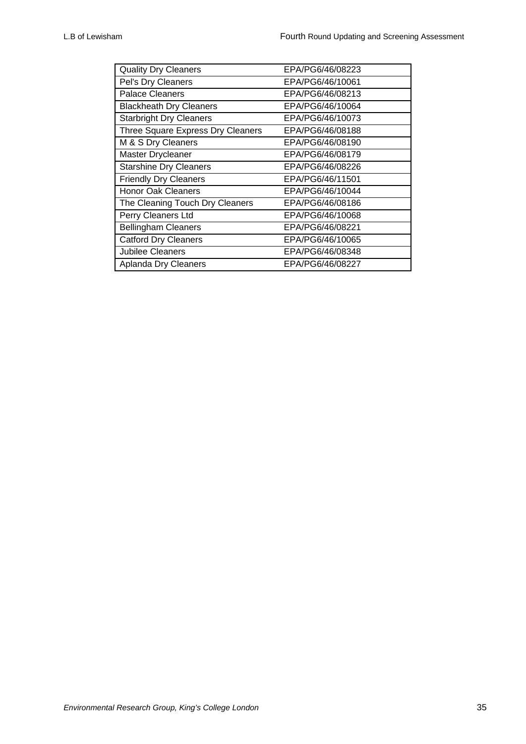| | |
|---|---|
| Quality Dry Cleaners | EPA/PG6/46/08223 |
| Pel's Dry Cleaners | EPA/PG6/46/10061 |
| Palace Cleaners | EPA/PG6/46/08213 |
| Blackheath Dry Cleaners | EPA/PG6/46/10064 |
| Starbright Dry Cleaners | EPA/PG6/46/10073 |
| Three Square Express Dry Cleaners | EPA/PG6/46/08188 |
| M & S Dry Cleaners | EPA/PG6/46/08190 |
| Master Drycleaner | EPA/PG6/46/08179 |
| Starshine Dry Cleaners | EPA/PG6/46/08226 |
| Friendly Dry Cleaners | EPA/PG6/46/11501 |
| Honor Oak Cleaners | EPA/PG6/46/10044 |
| The Cleaning Touch Dry Cleaners | EPA/PG6/46/08186 |
| Perry Cleaners Ltd | EPA/PG6/46/10068 |
| Bellingham Cleaners | EPA/PG6/46/08221 |
| Catford Dry Cleaners | EPA/PG6/46/10065 |
| Jubilee Cleaners | EPA/PG6/46/08348 |
| Aplanda Dry Cleaners | EPA/PG6/46/08227 |